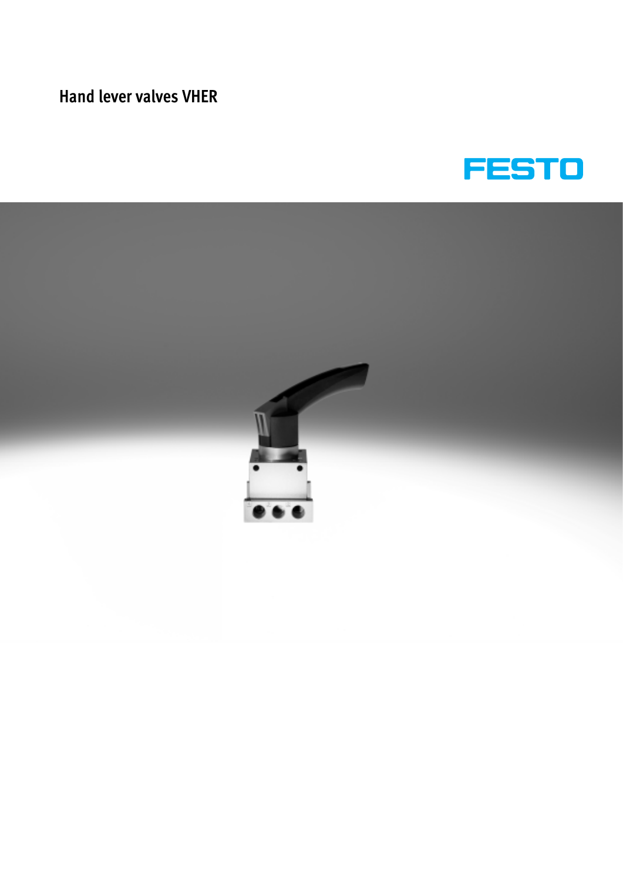# Hand lever valves VHER

FESTO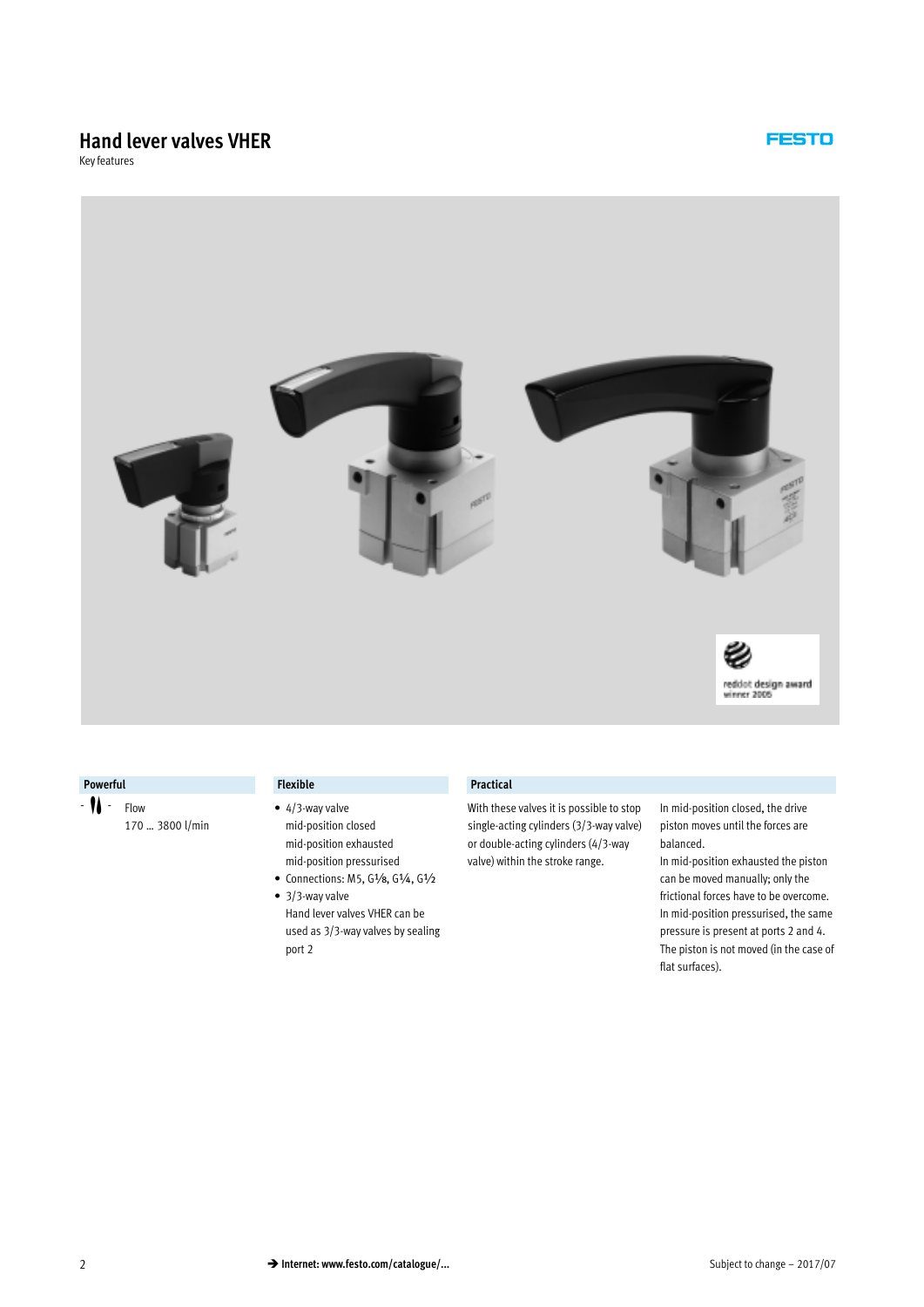# Hand lever valves VHER

Key features

### Powerful

- Flow
  170 … 3800 l/min

### Flexible

- 4/3-way valve
  mid-position closed
  mid-position exhausted
  mid-position pressurised
- Connections: M5, G⅛, G¼, G½
- 3/3-way valve
  Hand lever valves VHER can be used as 3/3-way valves by sealing port 2

### Practical

With these valves it is possible to stop single-acting cylinders (3/3-way valve) or double-acting cylinders (4/3-way valve) within the stroke range.

In mid-position closed, the drive piston moves until the forces are balanced.

In mid-position exhausted the piston can be moved manually; only the frictional forces have to be overcome.

In mid-position pressurised, the same pressure is present at ports 2 and 4. The piston is not moved (in the case of flat surfaces).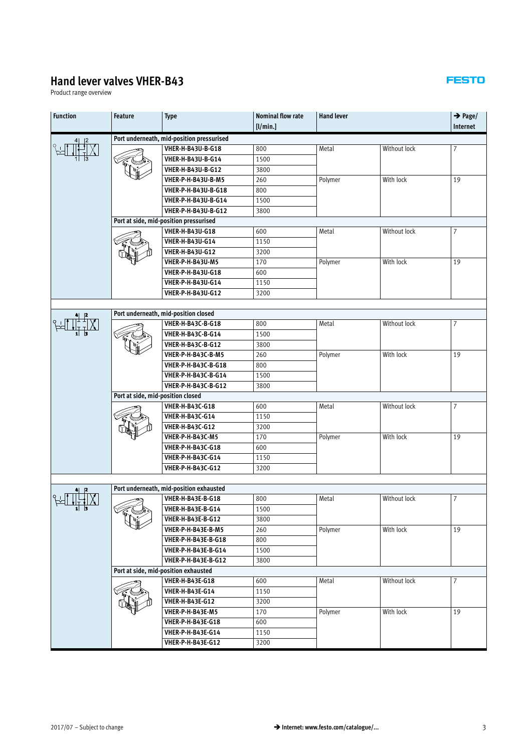# Hand lever valves VHER-B43

Product range overview

| Function | Feature | Type | Nominal flow rate [l/min.] | Hand lever | | → Page/ Internet |
|---|---|---|---|---|---|---|
| | Port underneath, mid-position pressurised | | | | | |
| | | VHER-H-B43U-B-G18 | 800 | Metal | Without lock | 7 |
| | | VHER-H-B43U-B-G14 | 1500 | | | |
| | | VHER-H-B43U-B-G12 | 3800 | | | |
| | | VHER-P-H-B43U-B-M5 | 260 | Polymer | With lock | 19 |
| | | VHER-P-H-B43U-B-G18 | 800 | | | |
| | | VHER-P-H-B43U-B-G14 | 1500 | | | |
| | | VHER-P-H-B43U-B-G12 | 3800 | | | |
| | Port at side, mid-position pressurised | | | | | |
| | | VHER-H-B43U-G18 | 600 | Metal | Without lock | 7 |
| | | VHER-H-B43U-G14 | 1150 | | | |
| | | VHER-H-B43U-G12 | 3200 | | | |
| | | VHER-P-H-B43U-M5 | 170 | Polymer | With lock | 19 |
| | | VHER-P-H-B43U-G18 | 600 | | | |
| | | VHER-P-H-B43U-G14 | 1150 | | | |
| | | VHER-P-H-B43U-G12 | 3200 | | | |
| | Port underneath, mid-position closed | | | | | |
| | | VHER-H-B43C-B-G18 | 800 | Metal | Without lock | 7 |
| | | VHER-H-B43C-B-G14 | 1500 | | | |
| | | VHER-H-B43C-B-G12 | 3800 | | | |
| | | VHER-P-H-B43C-B-M5 | 260 | Polymer | With lock | 19 |
| | | VHER-P-H-B43C-B-G18 | 800 | | | |
| | | VHER-P-H-B43C-B-G14 | 1500 | | | |
| | | VHER-P-H-B43C-B-G12 | 3800 | | | |
| | Port at side, mid-position closed | | | | | |
| | | VHER-H-B43C-G18 | 600 | Metal | Without lock | 7 |
| | | VHER-H-B43C-G14 | 1150 | | | |
| | | VHER-H-B43C-G12 | 3200 | | | |
| | | VHER-P-H-B43C-M5 | 170 | Polymer | With lock | 19 |
| | | VHER-P-H-B43C-G18 | 600 | | | |
| | | VHER-P-H-B43C-G14 | 1150 | | | |
| | | VHER-P-H-B43C-G12 | 3200 | | | |
| | Port underneath, mid-position exhausted | | | | | |
| | | VHER-H-B43E-B-G18 | 800 | Metal | Without lock | 7 |
| | | VHER-H-B43E-B-G14 | 1500 | | | |
| | | VHER-H-B43E-B-G12 | 3800 | | | |
| | | VHER-P-H-B43E-B-M5 | 260 | Polymer | With lock | 19 |
| | | VHER-P-H-B43E-B-G18 | 800 | | | |
| | | VHER-P-H-B43E-B-G14 | 1500 | | | |
| | | VHER-P-H-B43E-B-G12 | 3800 | | | |
| | Port at side, mid-position exhausted | | | | | |
| | | VHER-H-B43E-G18 | 600 | Metal | Without lock | 7 |
| | | VHER-H-B43E-G14 | 1150 | | | |
| | | VHER-H-B43E-G12 | 3200 | | | |
| | | VHER-P-H-B43E-M5 | 170 | Polymer | With lock | 19 |
| | | VHER-P-H-B43E-G18 | 600 | | | |
| | | VHER-P-H-B43E-G14 | 1150 | | | |
| | | VHER-P-H-B43E-G12 | 3200 | | | |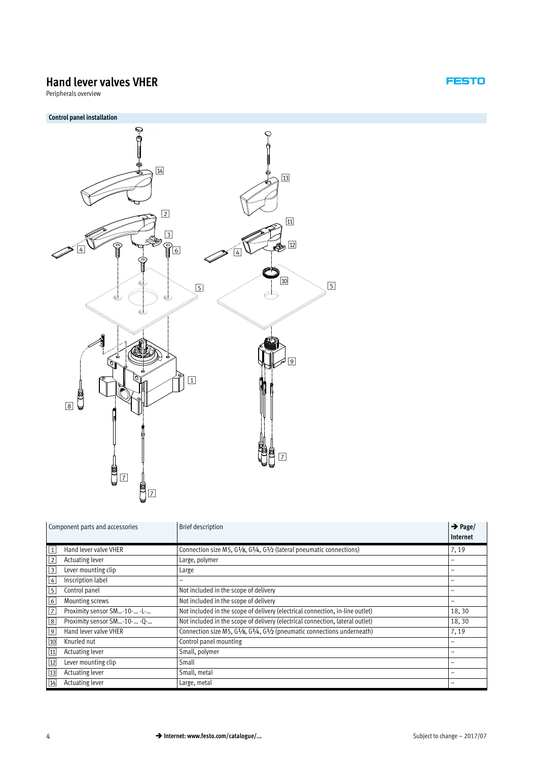# Hand lever valves VHER

Peripherals overview

## Control panel installation

| Component parts and accessories | Brief description | → Page/ Internet |
|---|---|---|
| 1 Hand lever valve VHER | Connection size M5, G1⁄8, G1⁄4, G1⁄2 (lateral pneumatic connections) | 7, 19 |
| 2 Actuating lever | Large, polymer | – |
| 3 Lever mounting clip | Large | – |
| 4 Inscription label | – | – |
| 5 Control panel | Not included in the scope of delivery | – |
| 6 Mounting screws | Not included in the scope of delivery | – |
| 7 Proximity sensor SM…-10-… -L-… | Not included in the scope of delivery (electrical connection, in-line outlet) | 18, 30 |
| 8 Proximity sensor SM…-10-… -Q-… | Not included in the scope of delivery (electrical connection, lateral outlet) | 18, 30 |
| 9 Hand lever valve VHER | Connection size M5, G1⁄8, G1⁄4, G1⁄2 (pneumatic connections underneath) | 7, 19 |
| 10 Knurled nut | Control panel mounting | – |
| 11 Actuating lever | Small, polymer | – |
| 12 Lever mounting clip | Small | – |
| 13 Actuating lever | Small, metal | – |
| 14 Actuating lever | Large, metal | – |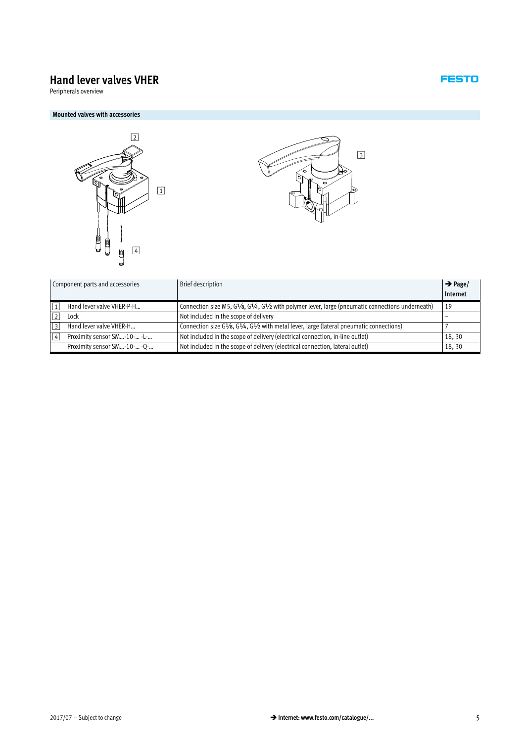# Hand lever valves VHER

Peripherals overview

## Mounted valves with accessories

| Component parts and accessories | | Brief description | → Page/ Internet |
|---|---|---|---|
| 1 | Hand lever valve VHER-P-H… | Connection size M5, G⅛, G¼, G½ with polymer lever, large (pneumatic connections underneath) | 19 |
| 2 | Lock | Not included in the scope of delivery | – |
| 3 | Hand lever valve VHER-H… | Connection size G⅛, G¼, G½ with metal lever, large (lateral pneumatic connections) | 7 |
| 4 | Proximity sensor SM…-10-… -L-… | Not included in the scope of delivery (electrical connection, in-line outlet) | 18, 30 |
| | Proximity sensor SM…-10-… -Q-… | Not included in the scope of delivery (electrical connection, lateral outlet) | 18, 30 |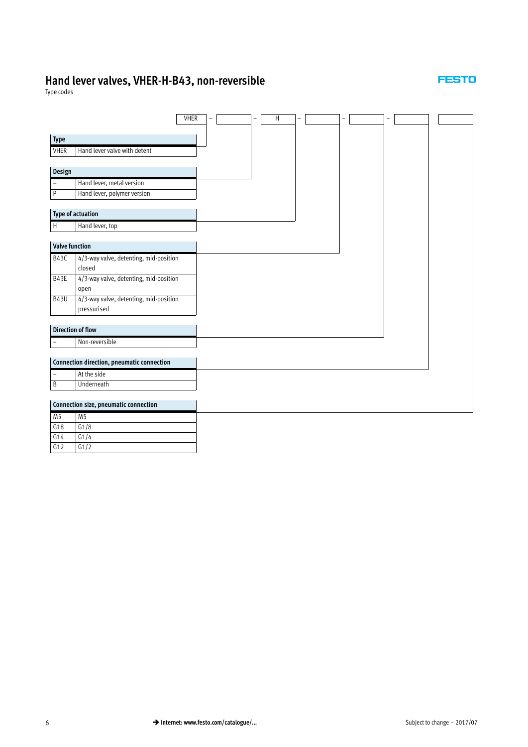# Hand lever valves, VHER-H-B43, non-reversible

Type codes

| VHER | – | | – | H | – | | – | | – | | |
|---|---|---|---|---|---|---|---|---|---|---|---|

| Type | |
|---|---|
| VHER | Hand lever valve with detent |

| Design | |
|---|---|
| – | Hand lever, metal version |
| P | Hand lever, polymer version |

| Type of actuation | |
|---|---|
| H | Hand lever, top |

| Valve function | |
|---|---|
| B43C | 4/3-way valve, detenting, mid-position closed |
| B43E | 4/3-way valve, detenting, mid-position open |
| B43U | 4/3-way valve, detenting, mid-position pressurised |

| Direction of flow | |
|---|---|
| – | Non-reversible |

| Connection direction, pneumatic connection | |
|---|---|
| – | At the side |
| B | Underneath |

| Connection size, pneumatic connection | |
|---|---|
| M5 | M5 |
| G18 | G1/8 |
| G14 | G1/4 |
| G12 | G1/2 |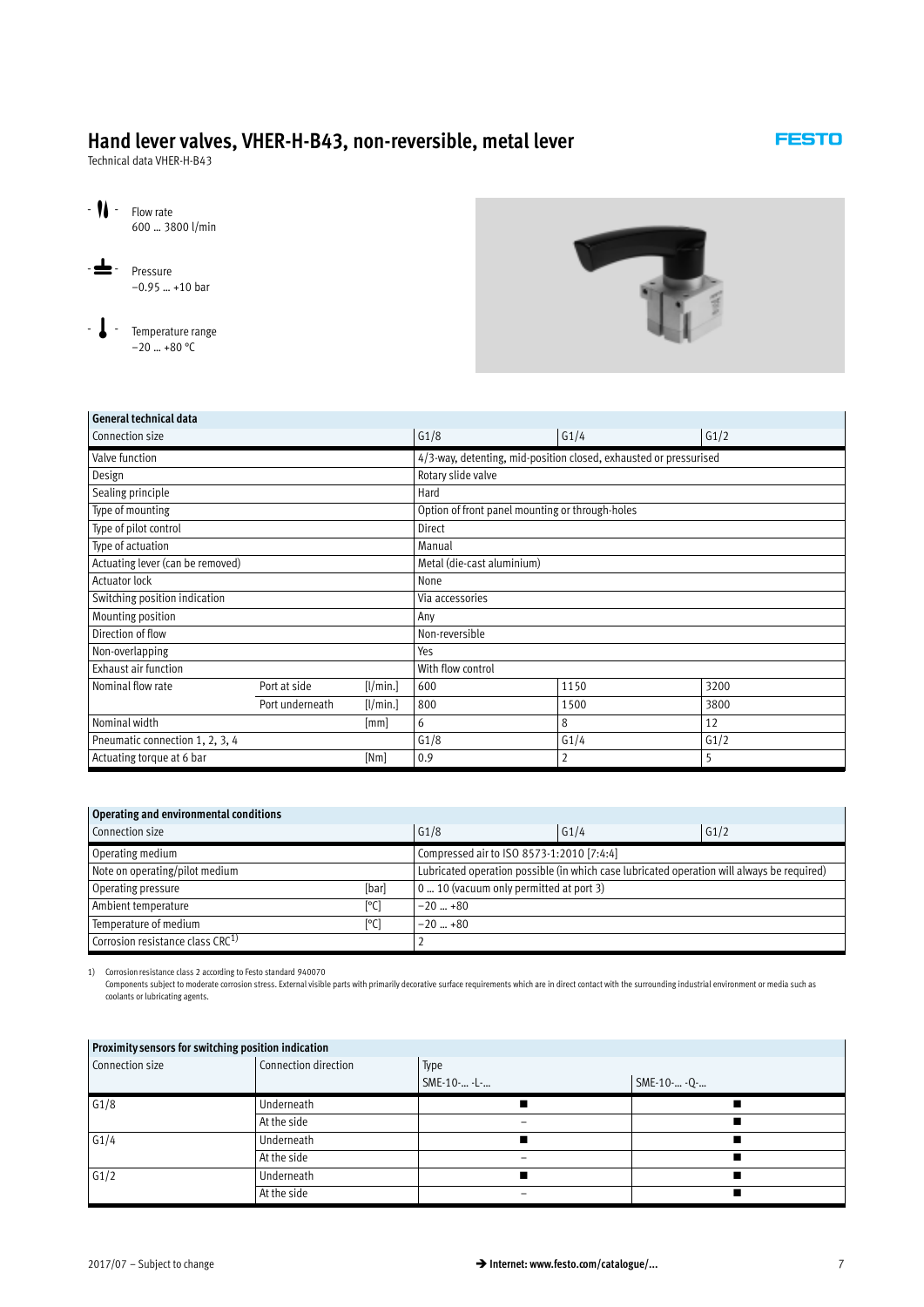# Hand lever valves, VHER-H-B43, non-reversible, metal lever

Technical data VHER-H-B43

Flow rate
600 … 3800 l/min

Pressure
−0.95 … +10 bar

Temperature range
−20 … +80 °C

| General technical data | | | | | |
|---|---|---|---|---|---|
| Connection size | | | G1/8 | G1/4 | G1/2 |
| Valve function | | | 4/3-way, detenting, mid-position closed, exhausted or pressurised | | |
| Design | | | Rotary slide valve | | |
| Sealing principle | | | Hard | | |
| Type of mounting | | | Option of front panel mounting or through-holes | | |
| Type of pilot control | | | Direct | | |
| Type of actuation | | | Manual | | |
| Actuating lever (can be removed) | | | Metal (die-cast aluminium) | | |
| Actuator lock | | | None | | |
| Switching position indication | | | Via accessories | | |
| Mounting position | | | Any | | |
| Direction of flow | | | Non-reversible | | |
| Non-overlapping | | | Yes | | |
| Exhaust air function | | | With flow control | | |
| Nominal flow rate | Port at side | [l/min.] | 600 | 1150 | 3200 |
| | Port underneath | [l/min.] | 800 | 1500 | 3800 |
| Nominal width | | [mm] | 6 | 8 | 12 |
| Pneumatic connection 1, 2, 3, 4 | | | G1/8 | G1/4 | G1/2 |
| Actuating torque at 6 bar | | [Nm] | 0.9 | 2 | 5 |

| Operating and environmental conditions | | | | |
|---|---|---|---|---|
| Connection size | | G1/8 | G1/4 | G1/2 |
| Operating medium | | Compressed air to ISO 8573-1:2010 [7:4:4] | | |
| Note on operating/pilot medium | | Lubricated operation possible (in which case lubricated operation will always be required) | | |
| Operating pressure | [bar] | 0 … 10 (vacuum only permitted at port 3) | | |
| Ambient temperature | [°C] | −20 … +80 | | |
| Temperature of medium | [°C] | −20 … +80 | | |
| Corrosion resistance class CRC[1] | | 2 | | |

1) Corrosion resistance class 2 according to Festo standard 940070
Components subject to moderate corrosion stress. External visible parts with primarily decorative surface requirements which are in direct contact with the surrounding industrial environment or media such as coolants or lubricating agents.

| Proximity sensors for switching position indication | | | |
|---|---|---|---|
| Connection size | Connection direction | Type | |
| | | SME-10-… -L-… | SME-10-… -Q-… |
| G1/8 | Underneath | ■ | ■ |
| | At the side | – | ■ |
| G1/4 | Underneath | ■ | ■ |
| | At the side | – | ■ |
| G1/2 | Underneath | ■ | ■ |
| | At the side | – | ■ |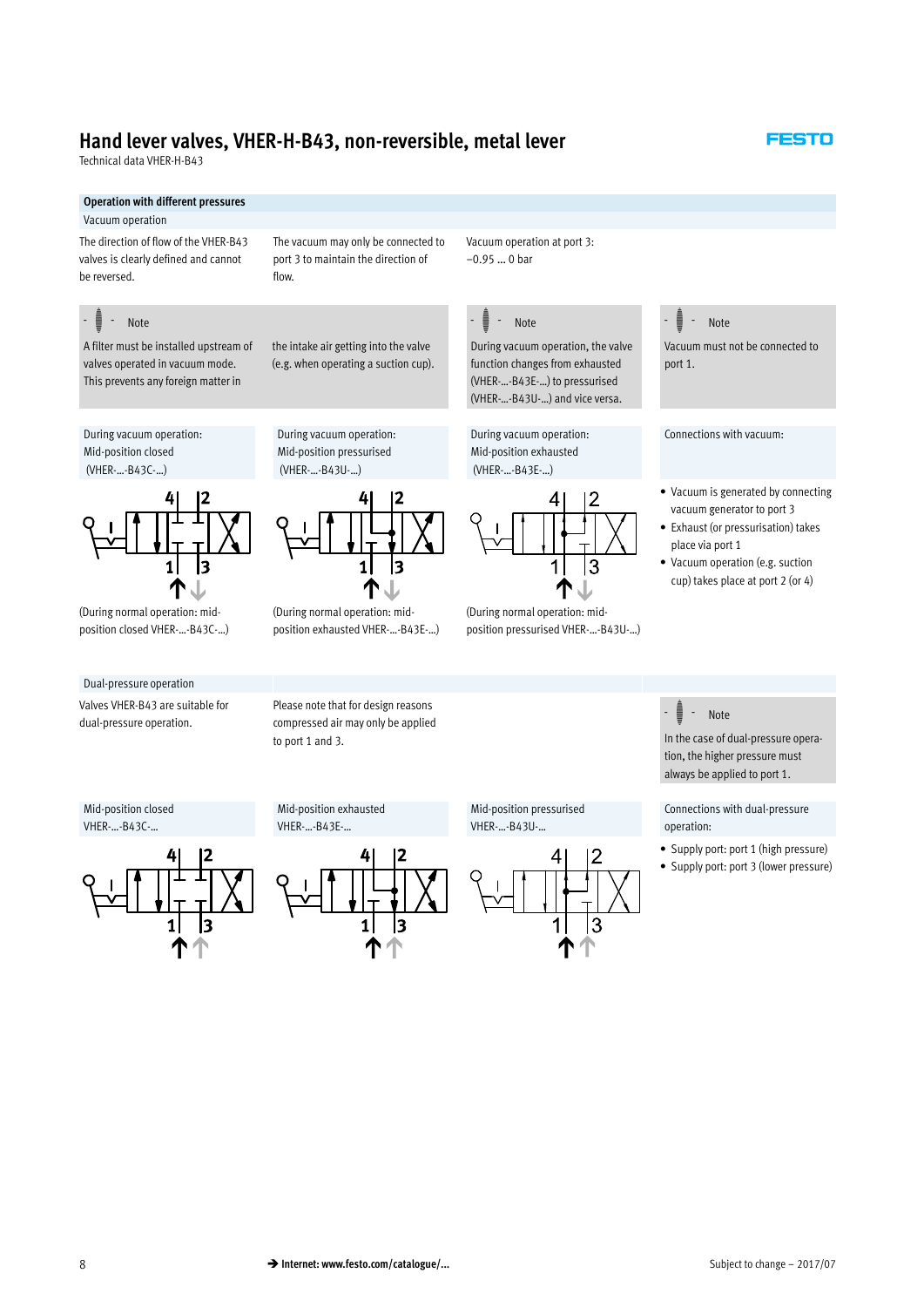# Hand lever valves, VHER-H-B43, non-reversible, metal lever

Technical data VHER-H-B43

## Operation with different pressures

### Vacuum operation

The direction of flow of the VHER-B43 valves is clearly defined and cannot be reversed.

The vacuum may only be connected to port 3 to maintain the direction of flow.

Vacuum operation at port 3:
–0.95 … 0 bar

**Note**

A filter must be installed upstream of valves operated in vacuum mode. This prevents any foreign matter in the intake air getting into the valve (e.g. when operating a suction cup).

**Note**

During vacuum operation, the valve function changes from exhausted (VHER-...-B43E-...) to pressurised (VHER-...-B43U-...) and vice versa.

**Note**

Vacuum must not be connected to port 1.

During vacuum operation:
Mid-position closed
(VHER-...-B43C-...)

(During normal operation: mid-position closed VHER-...-B43C-...)

During vacuum operation:
Mid-position pressurised
(VHER-...-B43U-...)

(During normal operation: mid-position exhausted VHER-...-B43E-...)

During vacuum operation:
Mid-position exhausted
(VHER-...-B43E-...)

(During normal operation: mid-position pressurised VHER-...-B43U-...)

Connections with vacuum:

- Vacuum is generated by connecting vacuum generator to port 3
- Exhaust (or pressurisation) takes place via port 1
- Vacuum operation (e.g. suction cup) takes place at port 2 (or 4)

### Dual-pressure operation

Valves VHER-B43 are suitable for dual-pressure operation.

Please note that for design reasons compressed air may only be applied to port 1 and 3.

**Note**

In the case of dual-pressure operation, the higher pressure must always be applied to port 1.

Mid-position closed
VHER-...-B43C-...

Mid-position exhausted
VHER-...-B43E-...

Mid-position pressurised
VHER-...-B43U-...

Connections with dual-pressure operation:

- Supply port: port 1 (high pressure)
- Supply port: port 3 (lower pressure)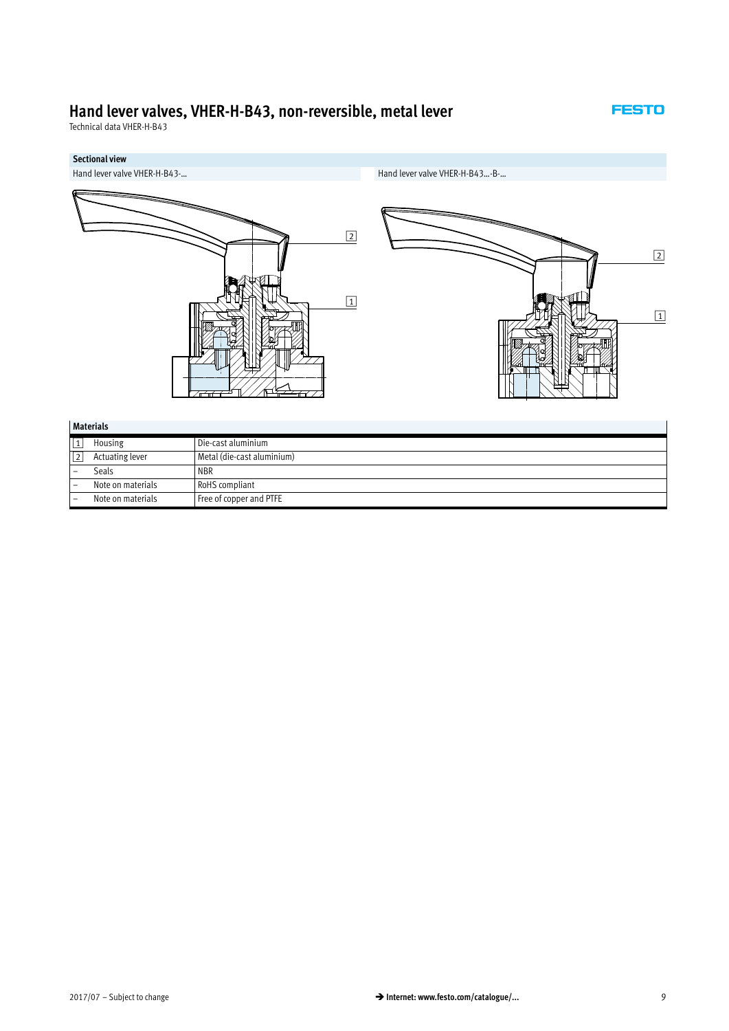# Hand lever valves, VHER-H-B43, non-reversible, metal lever

Technical data VHER-H-B43

## Sectional view

Hand lever valve VHER-H-B43-...

Hand lever valve VHER-H-B43...-B-...

| Materials | | |
|---|---|---|
| 1 | Housing | Die-cast aluminium |
| 2 | Actuating lever | Metal (die-cast aluminium) |
| – | Seals | NBR |
| – | Note on materials | RoHS compliant |
| – | Note on materials | Free of copper and PTFE |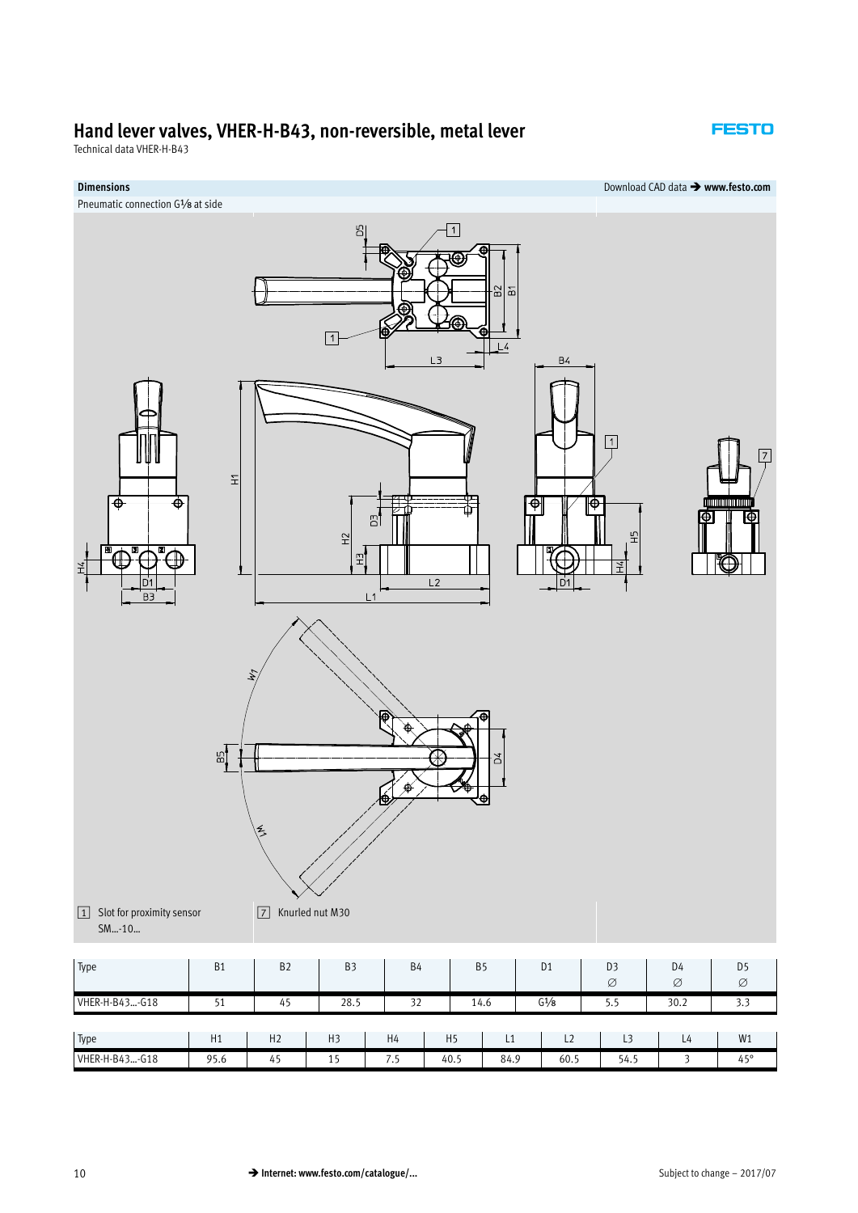# Hand lever valves, VHER-H-B43, non-reversible, metal lever

Technical data VHER-H-B43

**Dimensions**

Download CAD data ➔ **www.festo.com**

Pneumatic connection G⅛ at side

[1] Slot for proximity sensor SM...-10...

[7] Knurled nut M30

| Type | B1 | B2 | B3 | B4 | B5 | D1 | D3<br>∅ | D4<br>∅ | D5<br>∅ |
|---|---|---|---|---|---|---|---|---|---|
| VHER-H-B43...-G18 | 51 | 45 | 28.5 | 32 | 14.6 | G⅛ | 5.5 | 30.2 | 3.3 |

| Type | H1 | H2 | H3 | H4 | H5 | L1 | L2 | L3 | L4 | W1 |
|---|---|---|---|---|---|---|---|---|---|---|
| VHER-H-B43...-G18 | 95.6 | 45 | 15 | 7.5 | 40.5 | 84.9 | 60.5 | 54.5 | 3 | 45° |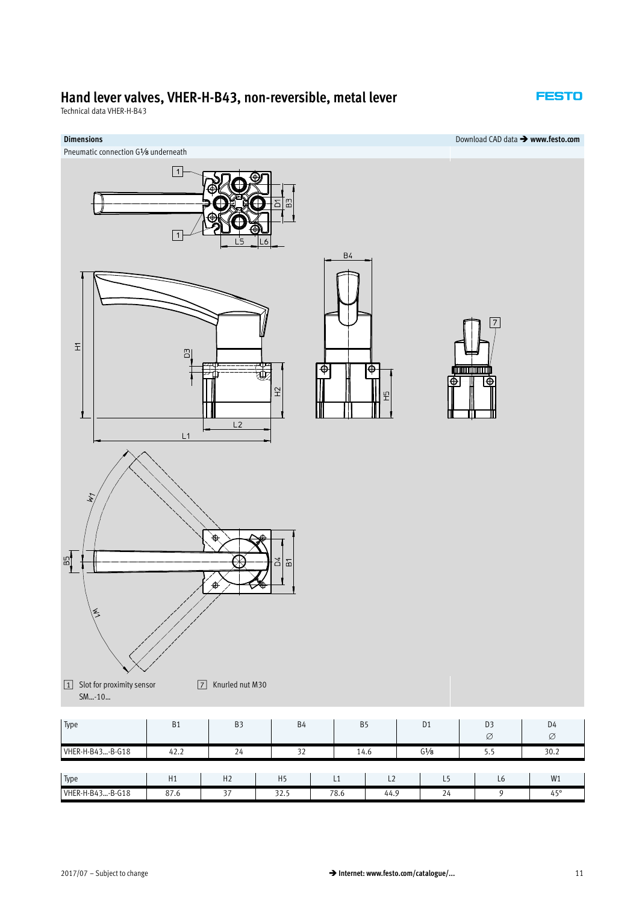## Hand lever valves, VHER-H-B43, non-reversible, metal lever

Technical data VHER-H-B43

**Dimensions** Download CAD data ➔ **www.festo.com**

Pneumatic connection G⅛ underneath

[1] Slot for proximity sensor SM...-10...

[7] Knurled nut M30

| Type | B1 | B3 | B4 | B5 | D1 | D3 ∅ | D4 ∅ |
|---|---|---|---|---|---|---|---|
| VHER-H-B43...-B-G18 | 42.2 | 24 | 32 | 14.6 | G⅛ | 5.5 | 30.2 |

| Type | H1 | H2 | H5 | L1 | L2 | L5 | L6 | W1 |
|---|---|---|---|---|---|---|---|---|
| VHER-H-B43...-B-G18 | 87.6 | 37 | 32.5 | 78.6 | 44.9 | 24 | 9 | 45° |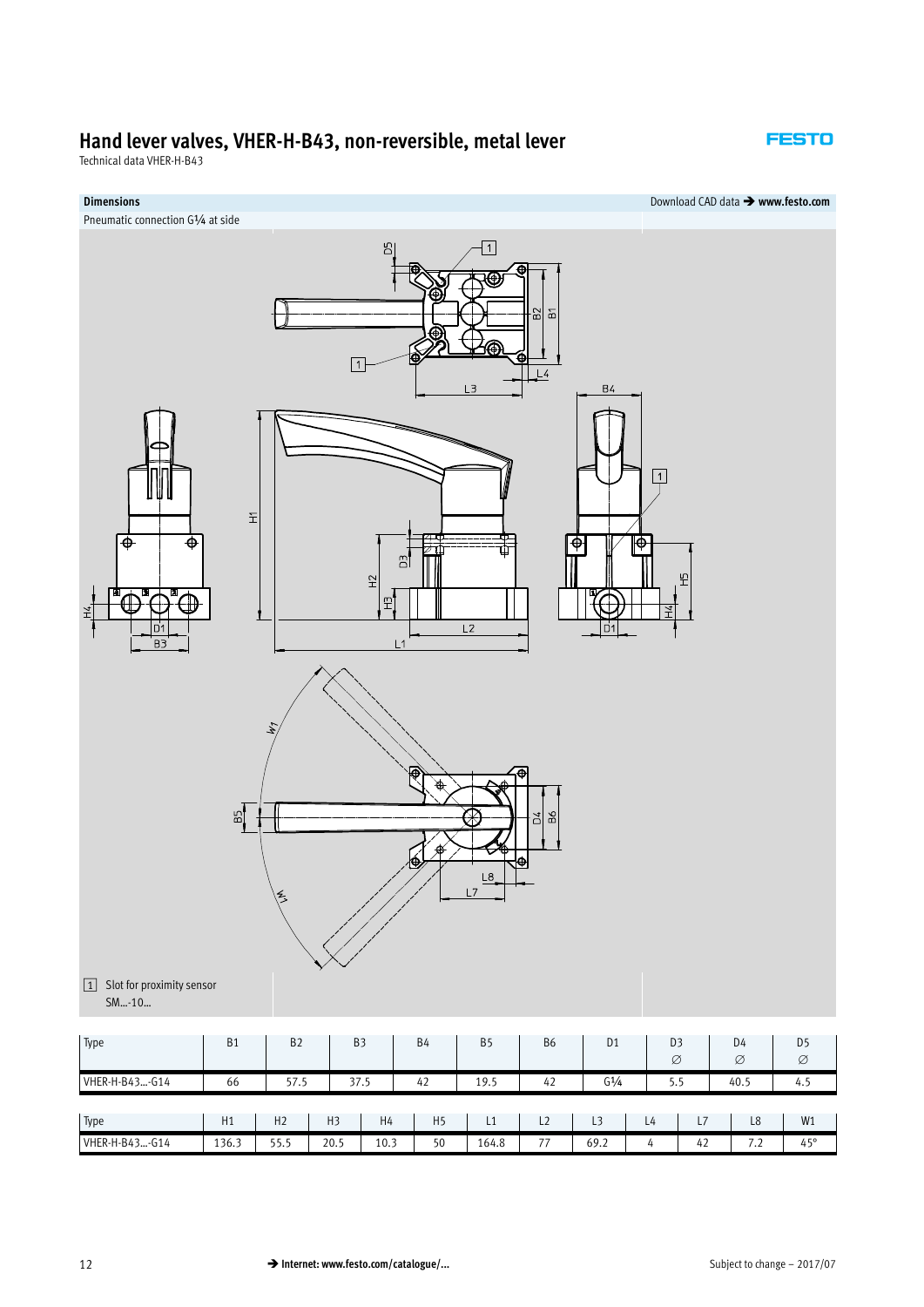# Hand lever valves, VHER-H-B43, non-reversible, metal lever

Technical data VHER-H-B43

**Dimensions**

Download CAD data ➔ **www.festo.com**

Pneumatic connection G¼ at side

[1] Slot for proximity sensor SM...-10...

| Type | B1 | B2 | B3 | B4 | B5 | B6 | D1 | D3 ∅ | D4 ∅ | D5 ∅ |
|---|---|---|---|---|---|---|---|---|---|---|
| VHER-H-B43...-G14 | 66 | 57.5 | 37.5 | 42 | 19.5 | 42 | G¼ | 5.5 | 40.5 | 4.5 |

| Type | H1 | H2 | H3 | H4 | H5 | L1 | L2 | L3 | L4 | L7 | L8 | W1 |
|---|---|---|---|---|---|---|---|---|---|---|---|---|
| VHER-H-B43...-G14 | 136.3 | 55.5 | 20.5 | 10.3 | 50 | 164.8 | 77 | 69.2 | 4 | 42 | 7.2 | 45° |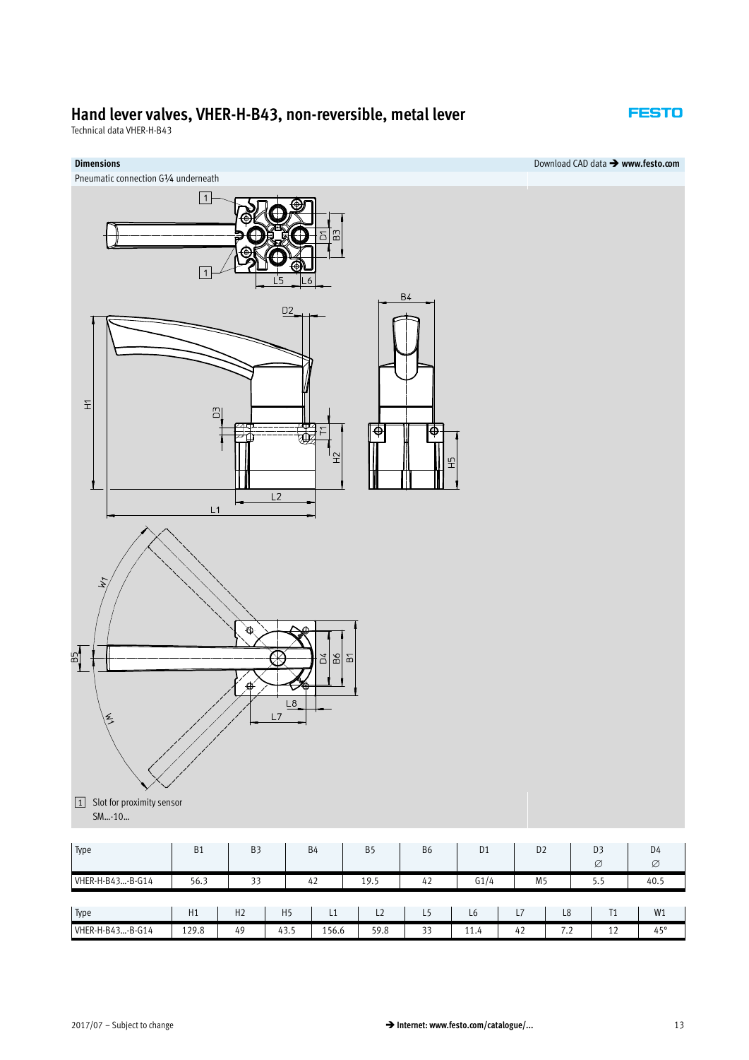# Hand lever valves, VHER-H-B43, non-reversible, metal lever

Technical data VHER-H-B43

**Dimensions**

Download CAD data ➔ **www.festo.com**

Pneumatic connection G¼ underneath

[1] Slot for proximity sensor SM...-10...

| Type | B1 | B3 | B4 | B5 | B6 | D1 | D2 | D3 ∅ | D4 ∅ |
|---|---|---|---|---|---|---|---|---|---|
| VHER-H-B43...-B-G14 | 56.3 | 33 | 42 | 19.5 | 42 | G1/4 | M5 | 5.5 | 40.5 |

| Type | H1 | H2 | H5 | L1 | L2 | L5 | L6 | L7 | L8 | T1 | W1 |
|---|---|---|---|---|---|---|---|---|---|---|---|
| VHER-H-B43...-B-G14 | 129.8 | 49 | 43.5 | 156.6 | 59.8 | 33 | 11.4 | 42 | 7.2 | 12 | 45° |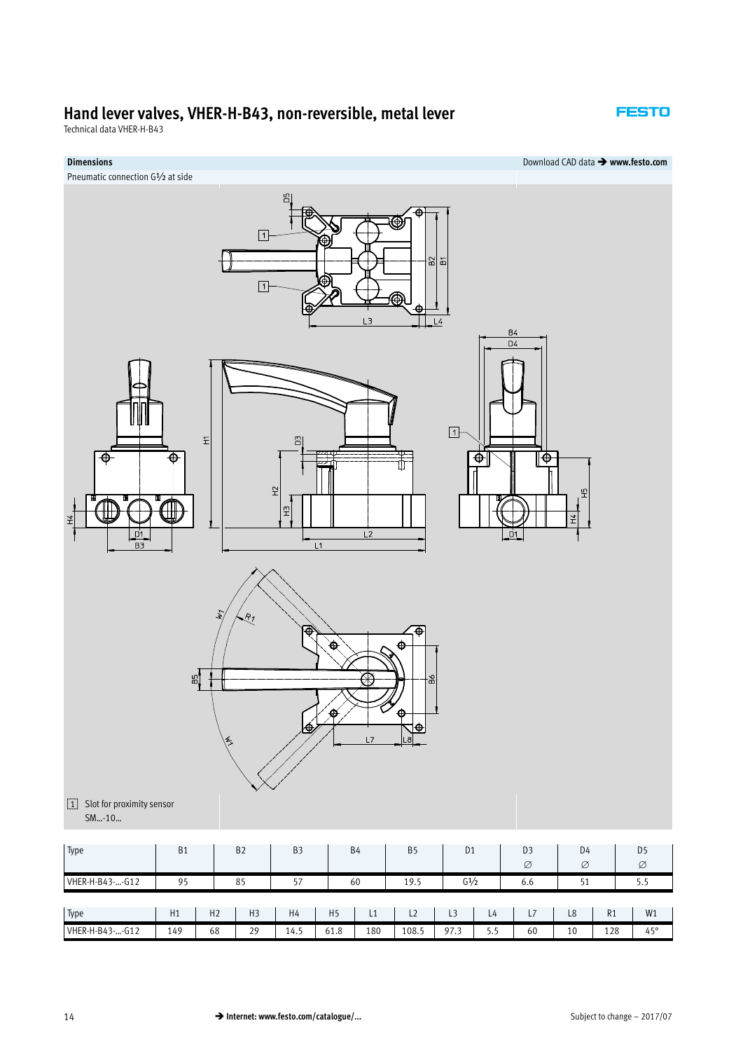# Hand lever valves, VHER-H-B43, non-reversible, metal lever

Technical data VHER-H-B43

**Dimensions** — Download CAD data ➔ **www.festo.com**

Pneumatic connection G½ at side

[1] Slot for proximity sensor SM...-10...

| Type | B1 | B2 | B3 | B4 | B5 | D1 | D3 ∅ | D4 ∅ | D5 ∅ |
|---|---|---|---|---|---|---|---|---|---|
| VHER-H-B43-...-G12 | 95 | 85 | 57 | 60 | 19.5 | G½ | 6.6 | 51 | 5.5 |

| Type | H1 | H2 | H3 | H4 | H5 | L1 | L2 | L3 | L4 | L7 | L8 | R1 | W1 |
|---|---|---|---|---|---|---|---|---|---|---|---|---|---|
| VHER-H-B43-...-G12 | 149 | 68 | 29 | 14.5 | 61.8 | 180 | 108.5 | 97.3 | 5.5 | 60 | 10 | 128 | 45° |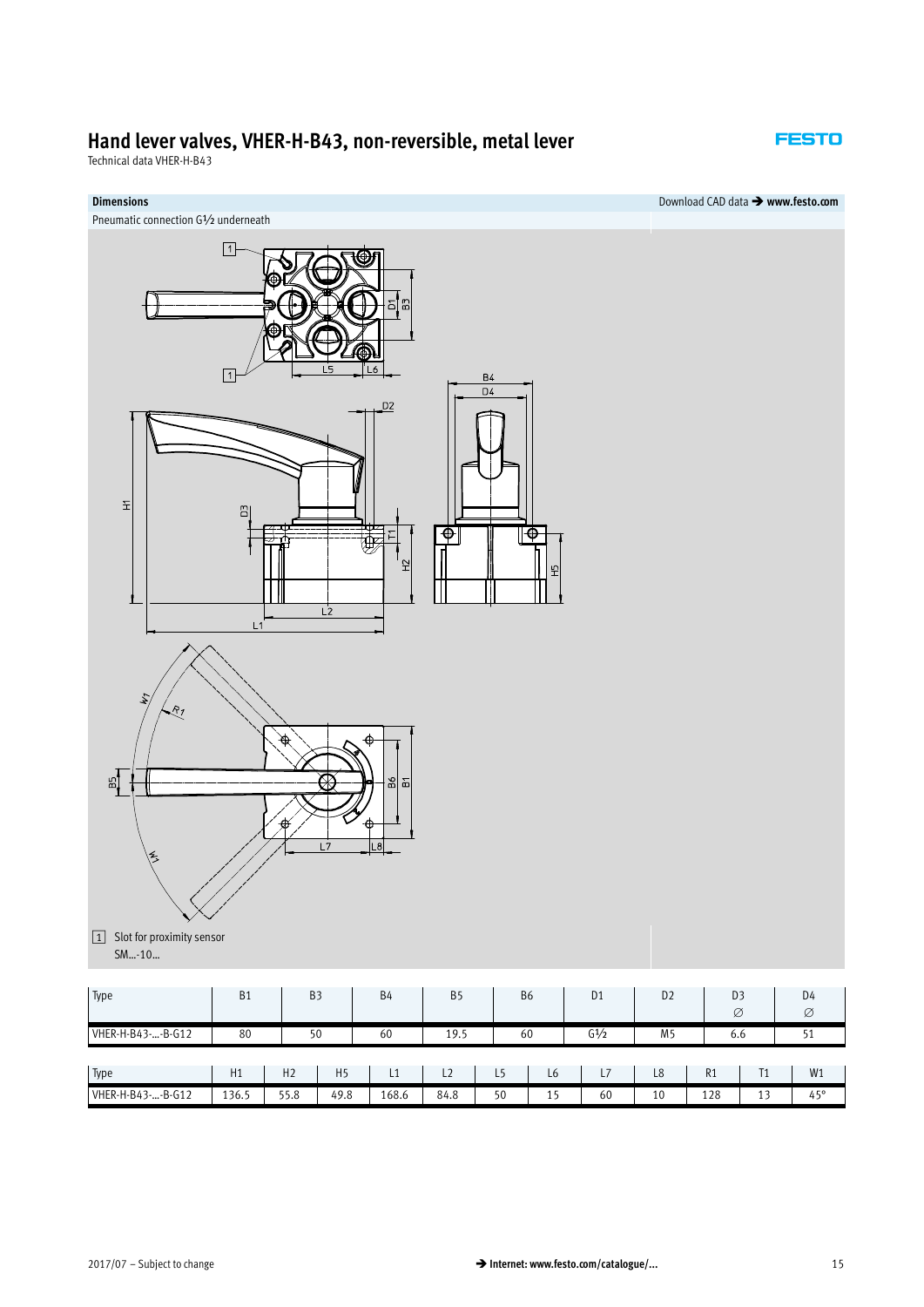# Hand lever valves, VHER-H-B43, non-reversible, metal lever

Technical data VHER-H-B43

**Dimensions** Download CAD data ➔ **www.festo.com**

Pneumatic connection G½ underneath

[1] Slot for proximity sensor SM...-10...

| Type | B1 | B3 | B4 | B5 | B6 | D1 | D2 | D3 ∅ | D4 ∅ |
|---|---|---|---|---|---|---|---|---|---|
| VHER-H-B43-...-B-G12 | 80 | 50 | 60 | 19.5 | 60 | G½ | M5 | 6.6 | 51 |

| Type | H1 | H2 | H5 | L1 | L2 | L5 | L6 | L7 | L8 | R1 | T1 | W1 |
|---|---|---|---|---|---|---|---|---|---|---|---|---|
| VHER-H-B43-...-B-G12 | 136.5 | 55.8 | 49.8 | 168.6 | 84.8 | 50 | 15 | 60 | 10 | 128 | 13 | 45° |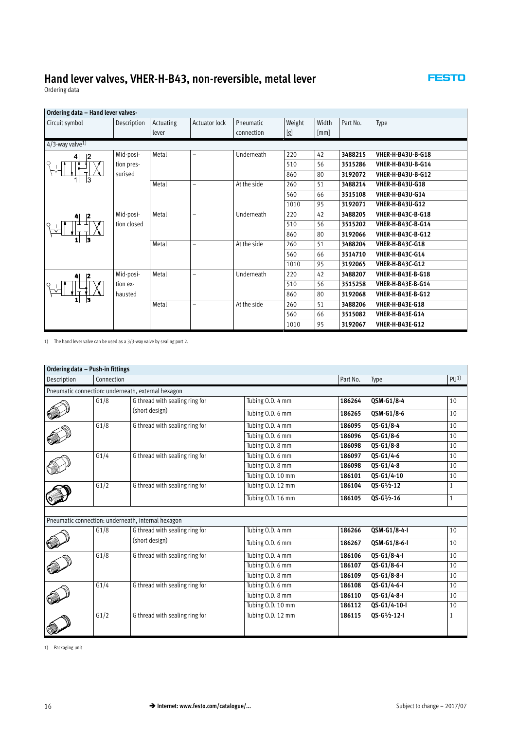# Hand lever valves, VHER-H-B43, non-reversible, metal lever

Ordering data

| Ordering data – Hand lever valves- | | | | | | | | |
|---|---|---|---|---|---|---|---|---|
| Circuit symbol | Description | Actuating lever | Actuator lock | Pneumatic connection | Weight [g] | Width [mm] | Part No. | Type |
| 4/3-way valve[1] | | | | | | | | |
| | Mid-position pressurised | Metal | – | Underneath | 220 | 42 | **3488215** | **VHER-H-B43U-B-G18** |
| | | | | | 510 | 56 | **3515286** | **VHER-H-B43U-B-G14** |
| | | | | | 860 | 80 | **3192072** | **VHER-H-B43U-B-G12** |
| | | Metal | – | At the side | 260 | 51 | **3488214** | **VHER-H-B43U-G18** |
| | | | | | 560 | 66 | **3515108** | **VHER-H-B43U-G14** |
| | | | | | 1010 | 95 | **3192071** | **VHER-H-B43U-G12** |
| | Mid-position closed | Metal | – | Underneath | 220 | 42 | **3488205** | **VHER-H-B43C-B-G18** |
| | | | | | 510 | 56 | **3515202** | **VHER-H-B43C-B-G14** |
| | | | | | 860 | 80 | **3192066** | **VHER-H-B43C-B-G12** |
| | | Metal | – | At the side | 260 | 51 | **3488204** | **VHER-H-B43C-G18** |
| | | | | | 560 | 66 | **3514710** | **VHER-H-B43C-G14** |
| | | | | | 1010 | 95 | **3192065** | **VHER-H-B43C-G12** |
| | Mid-position exhausted | Metal | – | Underneath | 220 | 42 | **3488207** | **VHER-H-B43E-B-G18** |
| | | | | | 510 | 56 | **3515258** | **VHER-H-B43E-B-G14** |
| | | | | | 860 | 80 | **3192068** | **VHER-H-B43E-B-G12** |
| | | Metal | – | At the side | 260 | 51 | **3488206** | **VHER-H-B43E-G18** |
| | | | | | 560 | 66 | **3515082** | **VHER-H-B43E-G14** |
| | | | | | 1010 | 95 | **3192067** | **VHER-H-B43E-G12** |

1) The hand lever valve can be used as a 3/3-way valve by sealing port 2.

| Ordering data – Push-in fittings | | | | | | |
|---|---|---|---|---|---|---|
| Description | Connection | | | Part No. | Type | PU[1] |
| Pneumatic connection: underneath, external hexagon | | | | | | |
| | G1/8 | G thread with sealing ring for (short design) | Tubing O.D. 4 mm | **186264** | **QSM-G1/8-4** | 10 |
| | | | Tubing O.D. 6 mm | **186265** | **QSM-G1/8-6** | 10 |
| | G1/8 | G thread with sealing ring for | Tubing O.D. 4 mm | **186095** | **QS-G1/8-4** | 10 |
| | | | Tubing O.D. 6 mm | **186096** | **QS-G1/8-6** | 10 |
| | | | Tubing O.D. 8 mm | **186098** | **QS-G1/8-8** | 10 |
| | G1/4 | G thread with sealing ring for | Tubing O.D. 6 mm | **186097** | **QS-G1/4-6** | 10 |
| | | | Tubing O.D. 8 mm | **186098** | **QS-G1/4-8** | 10 |
| | | | Tubing O.D. 10 mm | **186101** | **QS-G1/4-10** | 10 |
| | G1/2 | G thread with sealing ring for | Tubing O.D. 12 mm | **186104** | **QS-G½-12** | 1 |
| | | | Tubing O.D. 16 mm | **186105** | **QS-G½-16** | 1 |
| Pneumatic connection: underneath, internal hexagon | | | | | | |
| | G1/8 | G thread with sealing ring for (short design) | Tubing O.D. 4 mm | **186266** | **QSM-G1/8-4-I** | 10 |
| | | | Tubing O.D. 6 mm | **186267** | **QSM-G1/8-6-I** | 10 |
| | G1/8 | G thread with sealing ring for | Tubing O.D. 4 mm | **186106** | **QS-G1/8-4-I** | 10 |
| | | | Tubing O.D. 6 mm | **186107** | **QS-G1/8-6-I** | 10 |
| | | | Tubing O.D. 8 mm | **186109** | **QS-G1/8-8-I** | 10 |
| | G1/4 | G thread with sealing ring for | Tubing O.D. 6 mm | **186108** | **QS-G1/4-6-I** | 10 |
| | | | Tubing O.D. 8 mm | **186110** | **QS-G1/4-8-I** | 10 |
| | | | Tubing O.D. 10 mm | **186112** | **QS-G1/4-10-I** | 10 |
| | G1/2 | G thread with sealing ring for | Tubing O.D. 12 mm | **186115** | **QS-G½-12-I** | 1 |

1) Packaging unit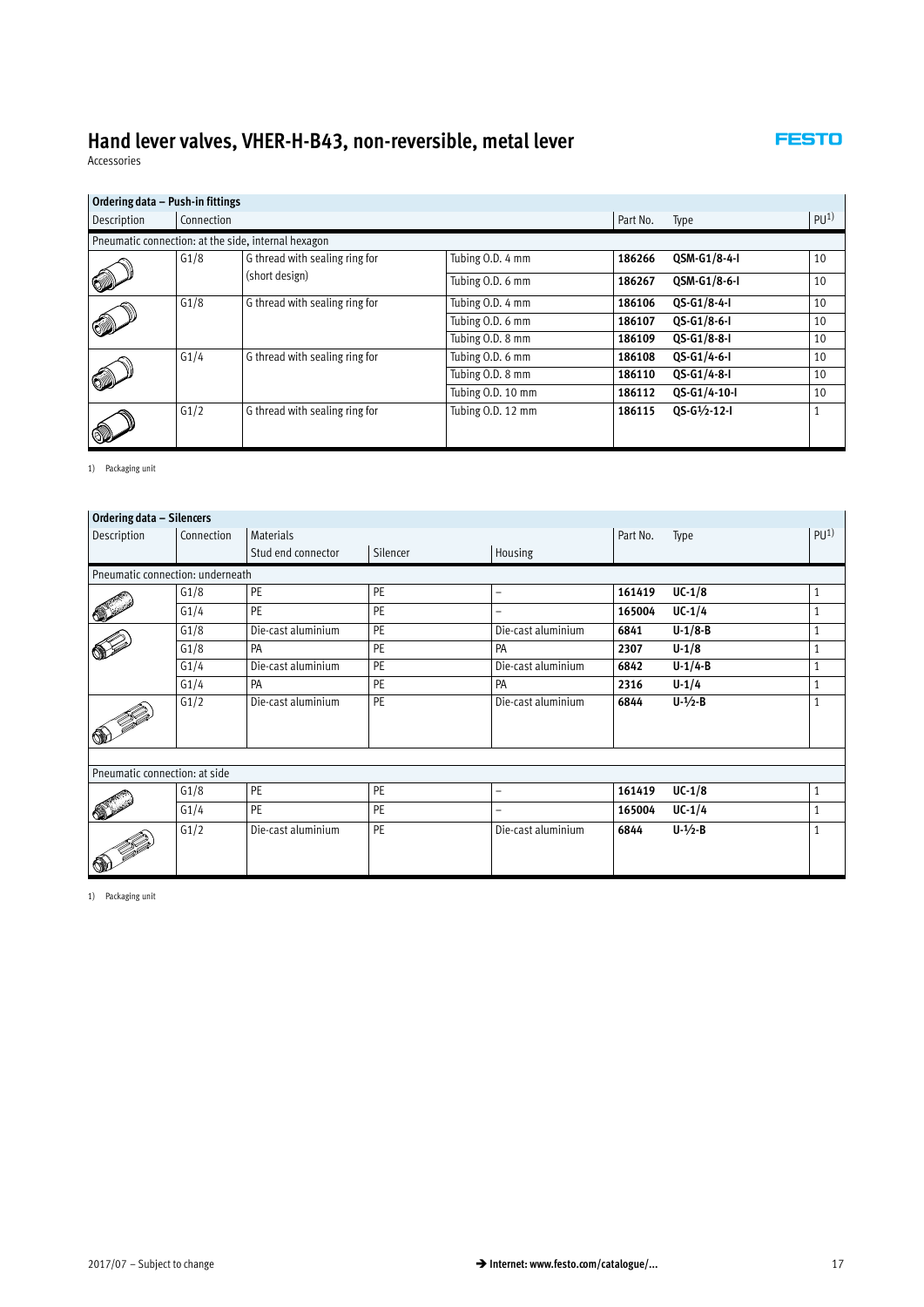# Hand lever valves, VHER-H-B43, non-reversible, metal lever

Accessories

**Ordering data – Push-in fittings**

| Description | Connection | | | Part No. | Type | PU[1] |
|---|---|---|---|---|---|---|
| Pneumatic connection: at the side, internal hexagon | | | | | | |
| | G1/8 | G thread with sealing ring for (short design) | Tubing O.D. 4 mm | **186266** | **QSM-G1/8-4-I** | 10 |
| | | | Tubing O.D. 6 mm | **186267** | **QSM-G1/8-6-I** | 10 |
| | G1/8 | G thread with sealing ring for | Tubing O.D. 4 mm | **186106** | **QS-G1/8-4-I** | 10 |
| | | | Tubing O.D. 6 mm | **186107** | **QS-G1/8-6-I** | 10 |
| | | | Tubing O.D. 8 mm | **186109** | **QS-G1/8-8-I** | 10 |
| | G1/4 | G thread with sealing ring for | Tubing O.D. 6 mm | **186108** | **QS-G1/4-6-I** | 10 |
| | | | Tubing O.D. 8 mm | **186110** | **QS-G1/4-8-I** | 10 |
| | | | Tubing O.D. 10 mm | **186112** | **QS-G1/4-10-I** | 10 |
| | G1/2 | G thread with sealing ring for | Tubing O.D. 12 mm | **186115** | **QS-G½-12-I** | 1 |

1) Packaging unit

**Ordering data – Silencers**

| Description | Connection | Materials | | | Part No. | Type | PU[1] |
|---|---|---|---|---|---|---|---|
| | | Stud end connector | Silencer | Housing | | | |
| Pneumatic connection: underneath | | | | | | | |
| | G1/8 | PE | PE | – | **161419** | **UC-1/8** | 1 |
| | G1/4 | PE | PE | – | **165004** | **UC-1/4** | 1 |
| | G1/8 | Die-cast aluminium | PE | Die-cast aluminium | **6841** | **U-1/8-B** | 1 |
| | G1/8 | PA | PE | PA | **2307** | **U-1/8** | 1 |
| | G1/4 | Die-cast aluminium | PE | Die-cast aluminium | **6842** | **U-1/4-B** | 1 |
| | G1/4 | PA | PE | PA | **2316** | **U-1/4** | 1 |
| | G1/2 | Die-cast aluminium | PE | Die-cast aluminium | **6844** | **U-½-B** | 1 |
| Pneumatic connection: at side | | | | | | | |
| | G1/8 | PE | PE | – | **161419** | **UC-1/8** | 1 |
| | G1/4 | PE | PE | – | **165004** | **UC-1/4** | 1 |
| | G1/2 | Die-cast aluminium | PE | Die-cast aluminium | **6844** | **U-½-B** | 1 |

1) Packaging unit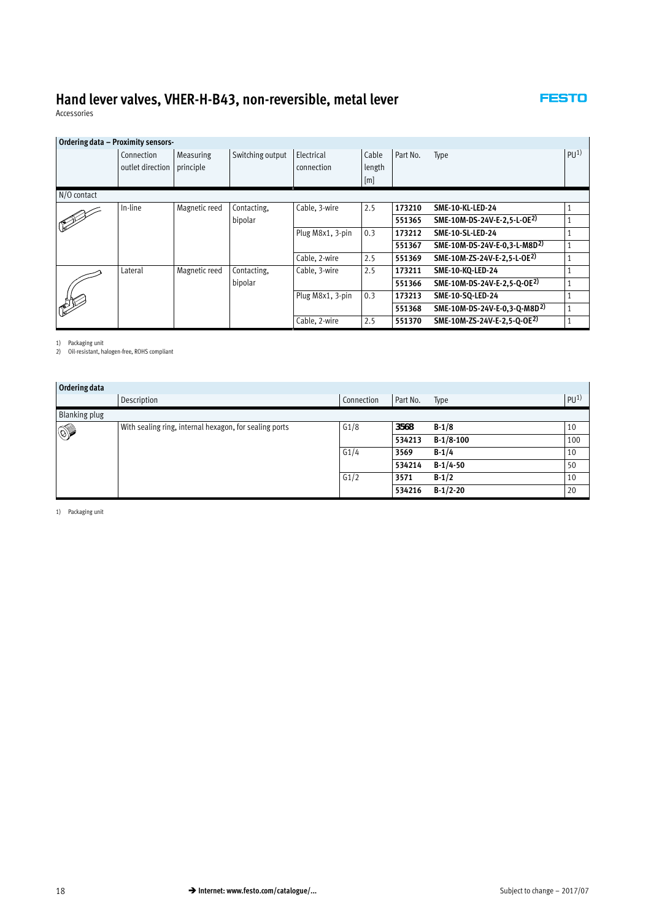# Hand lever valves, VHER-H-B43, non-reversible, metal lever

Accessories

| Ordering data – Proximity sensors- | | | | | | | | |
|---|---|---|---|---|---|---|---|---|
| | Connection outlet direction | Measuring principle | Switching output | Electrical connection | Cable length [m] | Part No. | Type | PU[1] |
| N/O contact | | | | | | | | |
| | In-line | Magnetic reed | Contacting, bipolar | Cable, 3-wire | 2.5 | 173210 | SME-10-KL-LED-24 | 1 |
| | | | | | | 551365 | SME-10M-DS-24V-E-2,5-L-OE[2] | 1 |
| | | | | Plug M8x1, 3-pin | 0.3 | 173212 | SME-10-SL-LED-24 | 1 |
| | | | | | | 551367 | SME-10M-DS-24V-E-0,3-L-M8D[2] | 1 |
| | | | | Cable, 2-wire | 2.5 | 551369 | SME-10M-ZS-24V-E-2,5-L-OE[2] | 1 |
| | Lateral | Magnetic reed | Contacting, bipolar | Cable, 3-wire | 2.5 | 173211 | SME-10-KQ-LED-24 | 1 |
| | | | | | | 551366 | SME-10M-DS-24V-E-2,5-Q-OE[2] | 1 |
| | | | | Plug M8x1, 3-pin | 0.3 | 173213 | SME-10-SQ-LED-24 | 1 |
| | | | | | | 551368 | SME-10M-DS-24V-E-0,3-Q-M8D[2] | 1 |
| | | | | Cable, 2-wire | 2.5 | 551370 | SME-10M-ZS-24V-E-2,5-Q-OE[2] | 1 |

1) Packaging unit
2) Oil-resistant, halogen-free, ROHS compliant

| Ordering data | | | | | |
|---|---|---|---|---|---|
| | Description | Connection | Part No. | Type | PU[1] |
| Blanking plug | | | | | |
| | With sealing ring, internal hexagon, for sealing ports | G1/8 | 3568 | B-1/8 | 10 |
| | | | 534213 | B-1/8-100 | 100 |
| | | G1/4 | 3569 | B-1/4 | 10 |
| | | | 534214 | B-1/4-50 | 50 |
| | | G1/2 | 3571 | B-1/2 | 10 |
| | | | 534216 | B-1/2-20 | 20 |

1) Packaging unit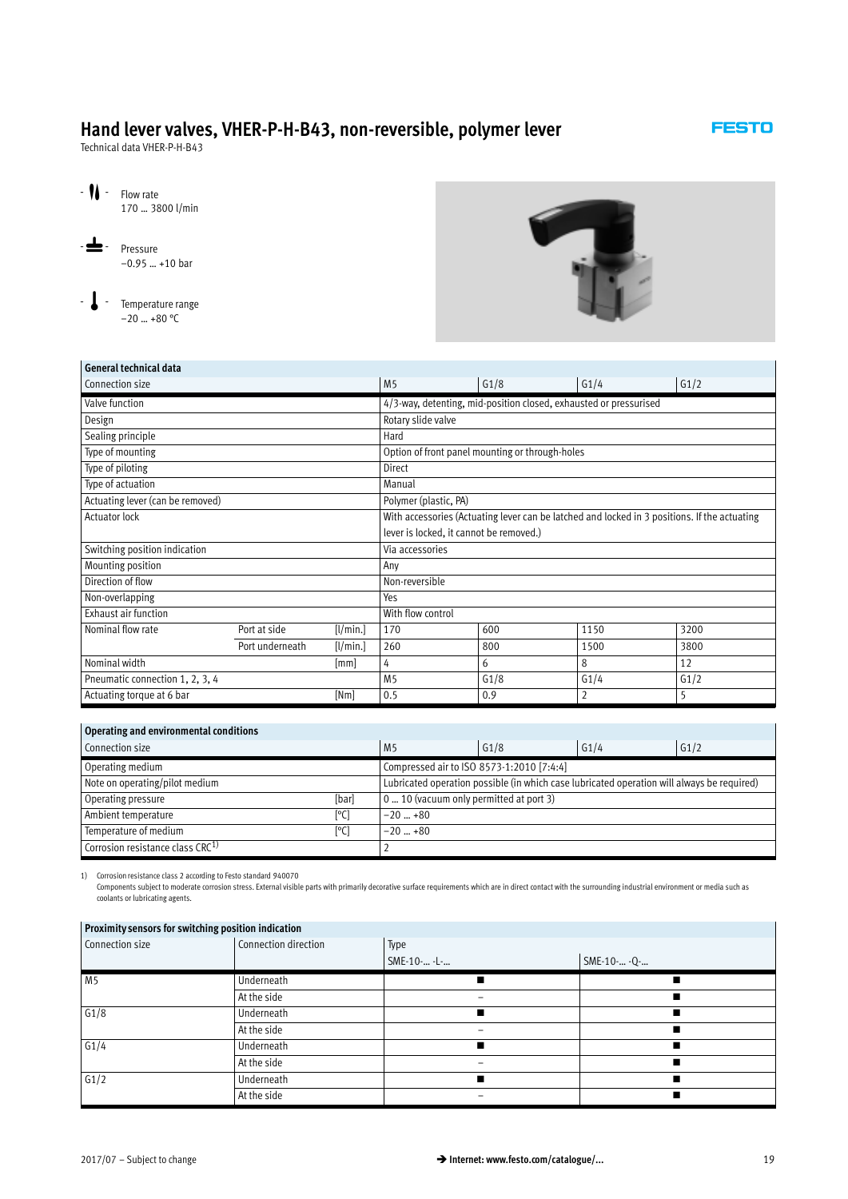# Hand lever valves, VHER-P-H-B43, non-reversible, polymer lever

Technical data VHER-P-H-B43

Flow rate
170 … 3800 l/min

Pressure
−0.95 … +10 bar

Temperature range
−20 … +80 °C

| General technical data | | | | | | |
|---|---|---|---|---|---|---|
| Connection size | | | M5 | G1/8 | G1/4 | G1/2 |
| Valve function | | | 4/3-way, detenting, mid-position closed, exhausted or pressurised | | | |
| Design | | | Rotary slide valve | | | |
| Sealing principle | | | Hard | | | |
| Type of mounting | | | Option of front panel mounting or through-holes | | | |
| Type of piloting | | | Direct | | | |
| Type of actuation | | | Manual | | | |
| Actuating lever (can be removed) | | | Polymer (plastic, PA) | | | |
| Actuator lock | | | With accessories (Actuating lever can be latched and locked in 3 positions. If the actuating lever is locked, it cannot be removed.) | | | |
| Switching position indication | | | Via accessories | | | |
| Mounting position | | | Any | | | |
| Direction of flow | | | Non-reversible | | | |
| Non-overlapping | | | Yes | | | |
| Exhaust air function | | | With flow control | | | |
| Nominal flow rate | Port at side | [l/min.] | 170 | 600 | 1150 | 3200 |
| | Port underneath | [l/min.] | 260 | 800 | 1500 | 3800 |
| Nominal width | | [mm] | 4 | 6 | 8 | 12 |
| Pneumatic connection 1, 2, 3, 4 | | | M5 | G1/8 | G1/4 | G1/2 |
| Actuating torque at 6 bar | | [Nm] | 0.5 | 0.9 | 2 | 5 |

| Operating and environmental conditions | | | | | |
|---|---|---|---|---|---|
| Connection size | | M5 | G1/8 | G1/4 | G1/2 |
| Operating medium | | Compressed air to ISO 8573-1:2010 [7:4:4] | | | |
| Note on operating/pilot medium | | Lubricated operation possible (in which case lubricated operation will always be required) | | | |
| Operating pressure | [bar] | 0 … 10 (vacuum only permitted at port 3) | | | |
| Ambient temperature | [°C] | −20 … +80 | | | |
| Temperature of medium | [°C] | −20 … +80 | | | |
| Corrosion resistance class CRC[1] | | 2 | | | |

1) Corrosion resistance class 2 according to Festo standard 940070
Components subject to moderate corrosion stress. External visible parts with primarily decorative surface requirements which are in direct contact with the surrounding industrial environment or media such as coolants or lubricating agents.

| Proximity sensors for switching position indication | | | |
|---|---|---|---|
| Connection size | Connection direction | Type | |
| | | SME-10-… -L-… | SME-10-… -Q-… |
| M5 | Underneath | ■ | ■ |
| | At the side | – | ■ |
| G1/8 | Underneath | ■ | ■ |
| | At the side | – | ■ |
| G1/4 | Underneath | ■ | ■ |
| | At the side | – | ■ |
| G1/2 | Underneath | ■ | ■ |
| | At the side | – | ■ |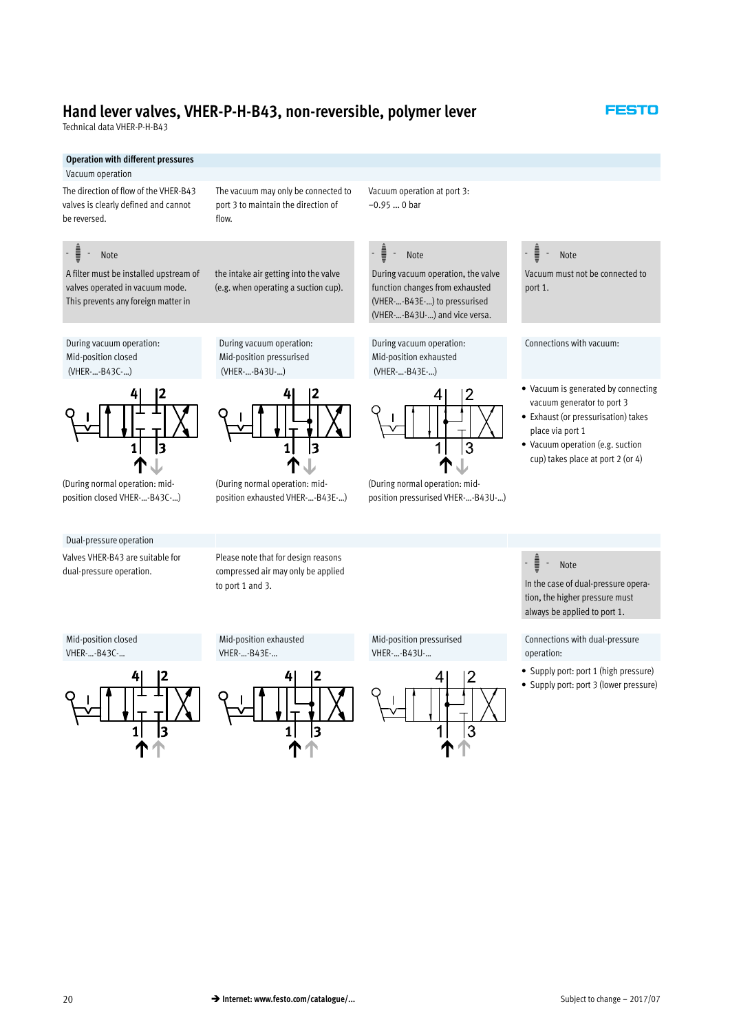# Hand lever valves, VHER-P-H-B43, non-reversible, polymer lever

Technical data VHER-P-H-B43

## Operation with different pressures

### Vacuum operation

The direction of flow of the VHER-B43 valves is clearly defined and cannot be reversed.

The vacuum may only be connected to port 3 to maintain the direction of flow.

Vacuum operation at port 3: −0.95 … 0 bar

**Note**

A filter must be installed upstream of valves operated in vacuum mode. This prevents any foreign matter in the intake air getting into the valve (e.g. when operating a suction cup).

**Note**

During vacuum operation, the valve function changes from exhausted (VHER-…-B43E-…) to pressurised (VHER-…-B43U-…) and vice versa.

**Note**

Vacuum must not be connected to port 1.

During vacuum operation: Mid-position closed (VHER-…-B43C-…)

(During normal operation: mid-position closed VHER-…-B43C-…)

During vacuum operation: Mid-position pressurised (VHER-…-B43U-…)

(During normal operation: mid-position exhausted VHER-…-B43E-…)

During vacuum operation: Mid-position exhausted (VHER-…-B43E-…)

(During normal operation: mid-position pressurised VHER-…-B43U-…)

Connections with vacuum:

- Vacuum is generated by connecting vacuum generator to port 3
- Exhaust (or pressurisation) takes place via port 1
- Vacuum operation (e.g. suction cup) takes place at port 2 (or 4)

### Dual-pressure operation

Valves VHER-B43 are suitable for dual-pressure operation.

Please note that for design reasons compressed air may only be applied to port 1 and 3.

**Note**

In the case of dual-pressure operation, the higher pressure must always be applied to port 1.

Mid-position closed VHER-…-B43C-…

Mid-position exhausted VHER-…-B43E-…

Mid-position pressurised VHER-…-B43U-…

Connections with dual-pressure operation:

- Supply port: port 1 (high pressure)
- Supply port: port 3 (lower pressure)

→ Internet: www.festo.com/catalogue/...

Subject to change – 2017/07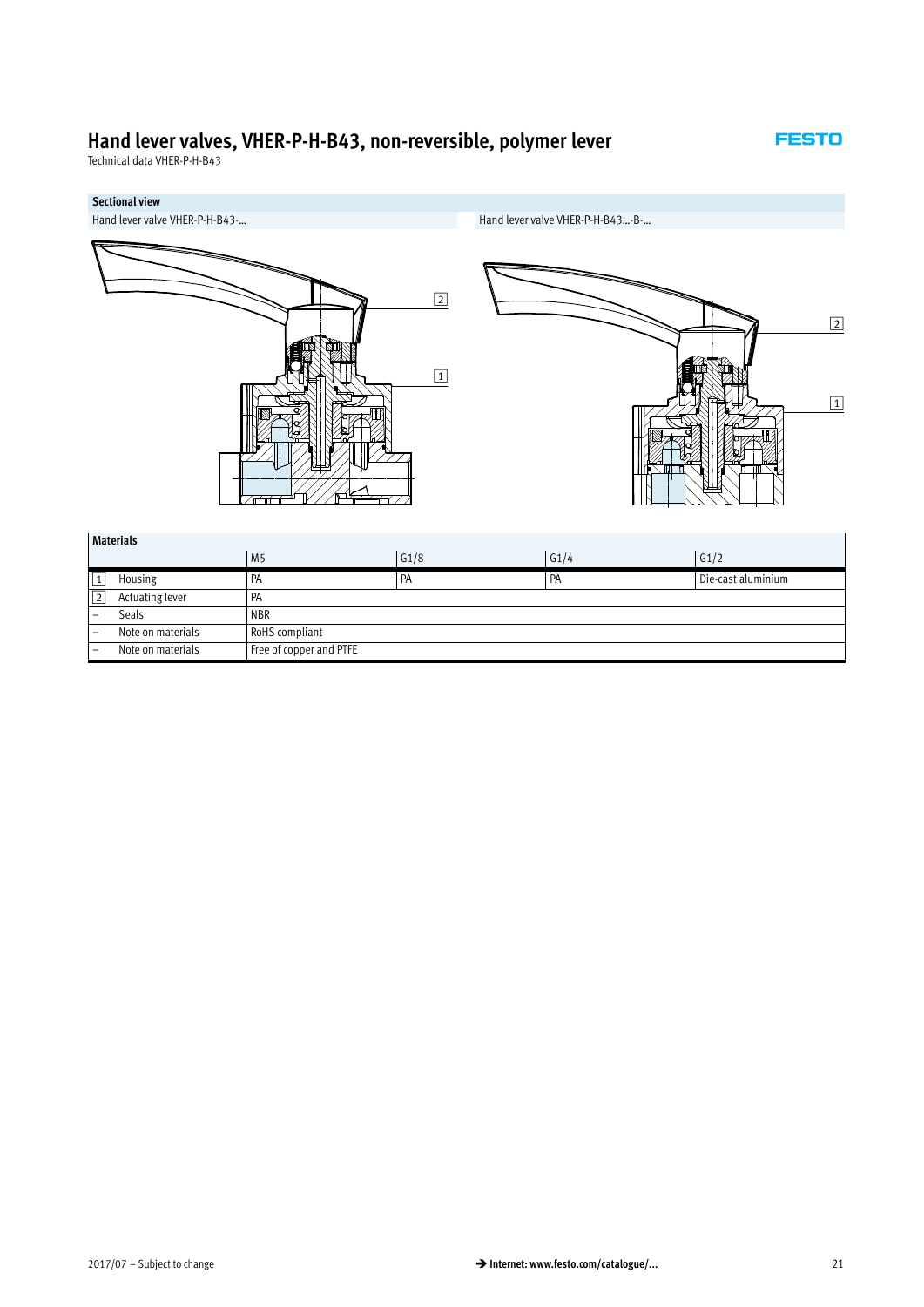# Hand lever valves, VHER-P-H-B43, non-reversible, polymer lever

Technical data VHER-P-H-B43

## Sectional view

Hand lever valve VHER-P-H-B43-...

Hand lever valve VHER-P-H-B43...-B-...

2

1

2

1

### Materials

| | | M5 | G1/8 | G1/4 | G1/2 |
|---|---|---|---|---|---|
| 1 | Housing | PA | PA | PA | Die-cast aluminium |
| 2 | Actuating lever | PA | | | |
| – | Seals | NBR | | | |
| – | Note on materials | RoHS compliant | | | |
| – | Note on materials | Free of copper and PTFE | | | |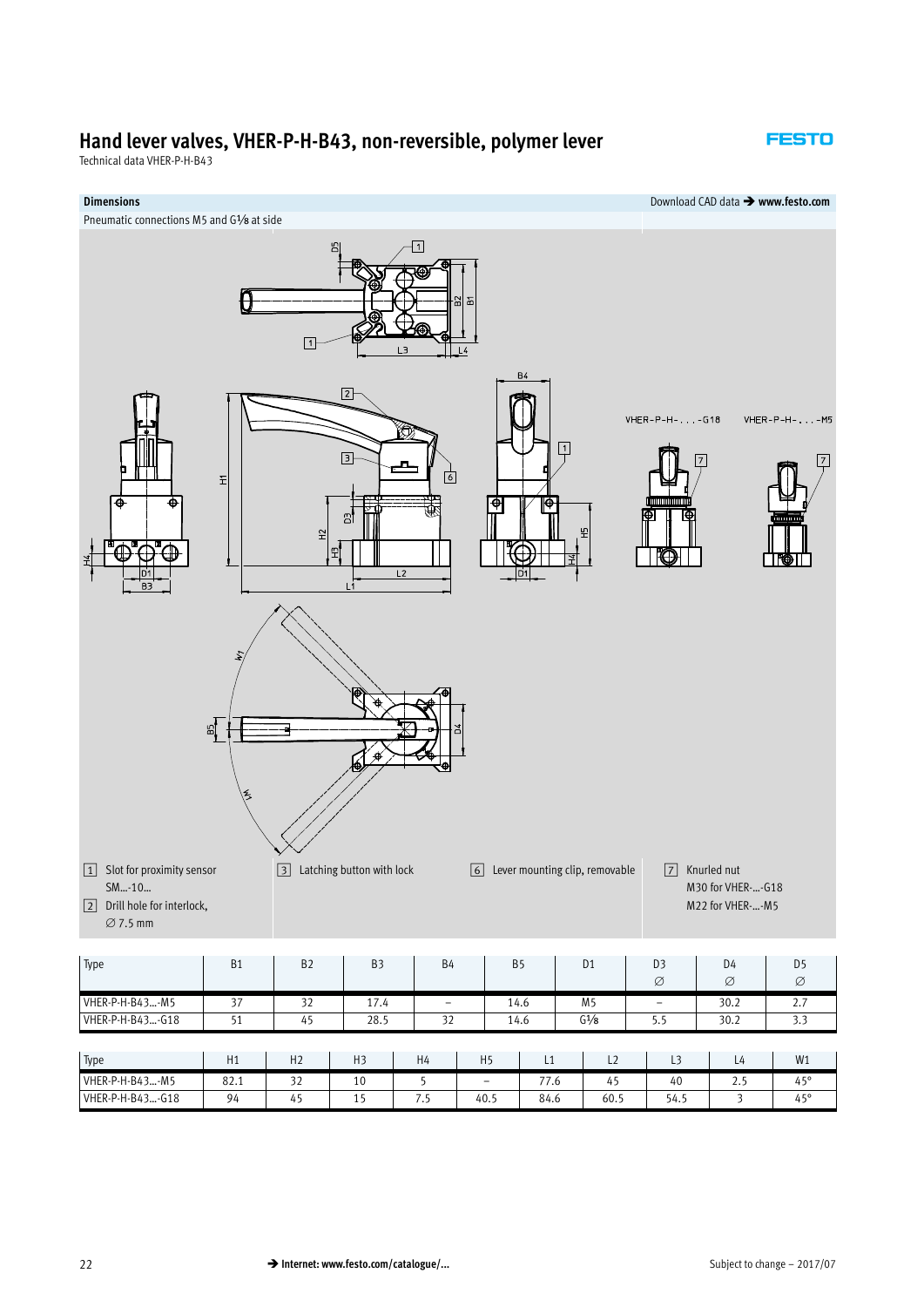# Hand lever valves, VHER-P-H-B43, non-reversible, polymer lever

Technical data VHER-P-H-B43

**Dimensions**

Download CAD data ➔ **www.festo.com**

Pneumatic connections M5 and G⅛ at side

VHER-P-H-....-G18 VHER-P-H-....-M5

[1] Slot for proximity sensor SM...-10...

[2] Drill hole for interlock, ∅ 7.5 mm

[3] Latching button with lock

[6] Lever mounting clip, removable

[7] Knurled nut M30 for VHER-...-G18 M22 for VHER-...-M5

| Type | B1 | B2 | B3 | B4 | B5 | D1 | D3 ∅ | D4 ∅ | D5 ∅ |
|---|---|---|---|---|---|---|---|---|---|
| VHER-P-H-B43...-M5 | 37 | 32 | 17.4 | – | 14.6 | M5 | – | 30.2 | 2.7 |
| VHER-P-H-B43...-G18 | 51 | 45 | 28.5 | 32 | 14.6 | G⅛ | 5.5 | 30.2 | 3.3 |

| Type | H1 | H2 | H3 | H4 | H5 | L1 | L2 | L3 | L4 | W1 |
|---|---|---|---|---|---|---|---|---|---|---|
| VHER-P-H-B43...-M5 | 82.1 | 32 | 10 | 5 | – | 77.6 | 45 | 40 | 2.5 | 45° |
| VHER-P-H-B43...-G18 | 94 | 45 | 15 | 7.5 | 40.5 | 84.6 | 60.5 | 54.5 | 3 | 45° |

➔ **Internet: www.festo.com/catalogue/...**

Subject to change – 2017/07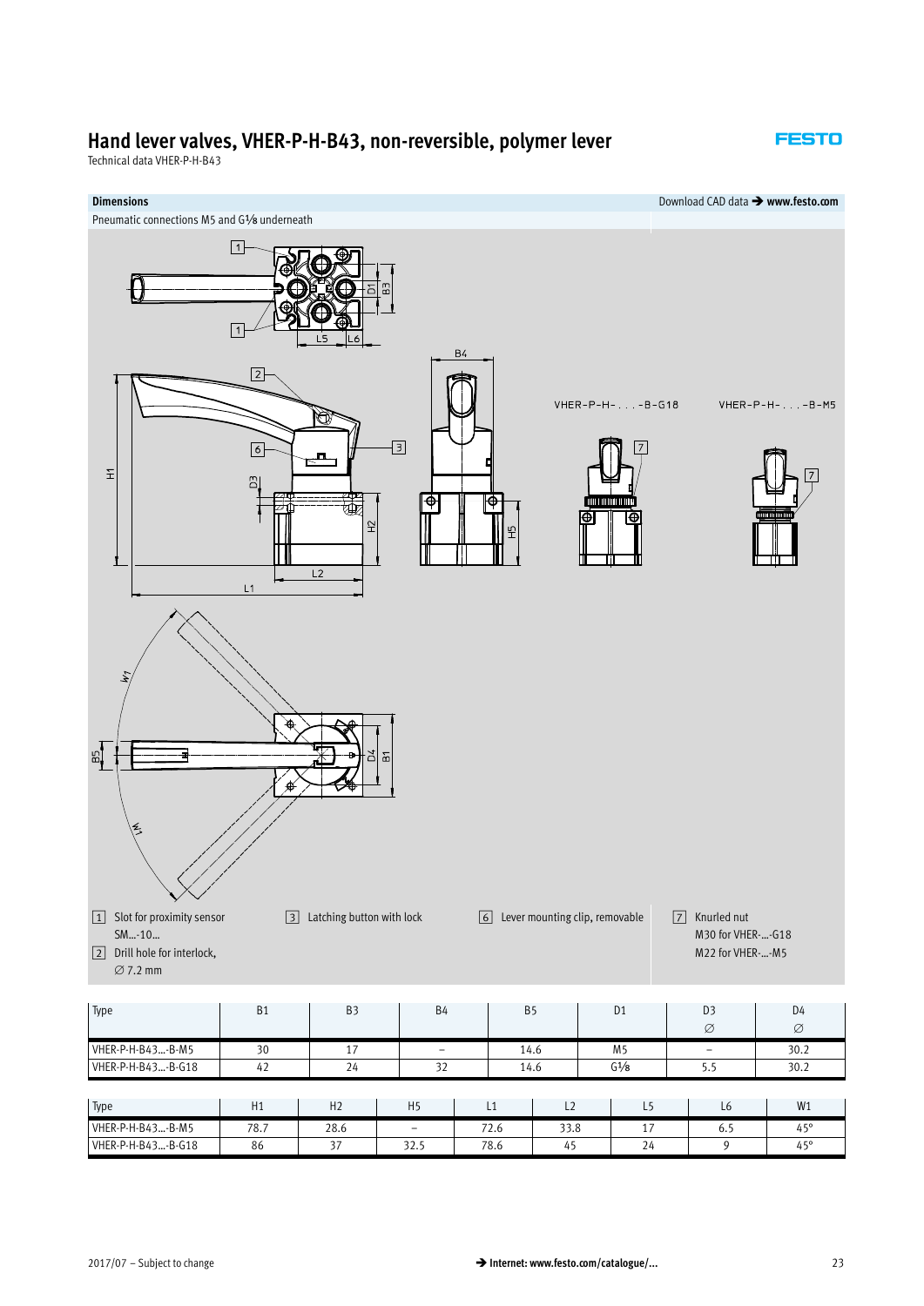# Hand lever valves, VHER-P-H-B43, non-reversible, polymer lever

Technical data VHER-P-H-B43

**Dimensions** | Download CAD data → **www.festo.com**

Pneumatic connections M5 and G1⁄8 underneath

VHER-P-H-. . . -B-G18

VHER-P-H-. . . -B-M5

[1] Slot for proximity sensor SM...-10...

[2] Drill hole for interlock, ∅ 7.2 mm

[3] Latching button with lock

[6] Lever mounting clip, removable

[7] Knurled nut
M30 for VHER-...-G18
M22 for VHER-...-M5

| Type | B1 | B3 | B4 | B5 | D1 | D3<br>∅ | D4<br>∅ |
|---|---|---|---|---|---|---|---|
| VHER-P-H-B43...-B-M5 | 30 | 17 | – | 14.6 | M5 | – | 30.2 |
| VHER-P-H-B43...-B-G18 | 42 | 24 | 32 | 14.6 | G1⁄8 | 5.5 | 30.2 |

| Type | H1 | H2 | H5 | L1 | L2 | L5 | L6 | W1 |
|---|---|---|---|---|---|---|---|---|
| VHER-P-H-B43...-B-M5 | 78.7 | 28.6 | – | 72.6 | 33.8 | 17 | 6.5 | 45° |
| VHER-P-H-B43...-B-G18 | 86 | 37 | 32.5 | 78.6 | 45 | 24 | 9 | 45° |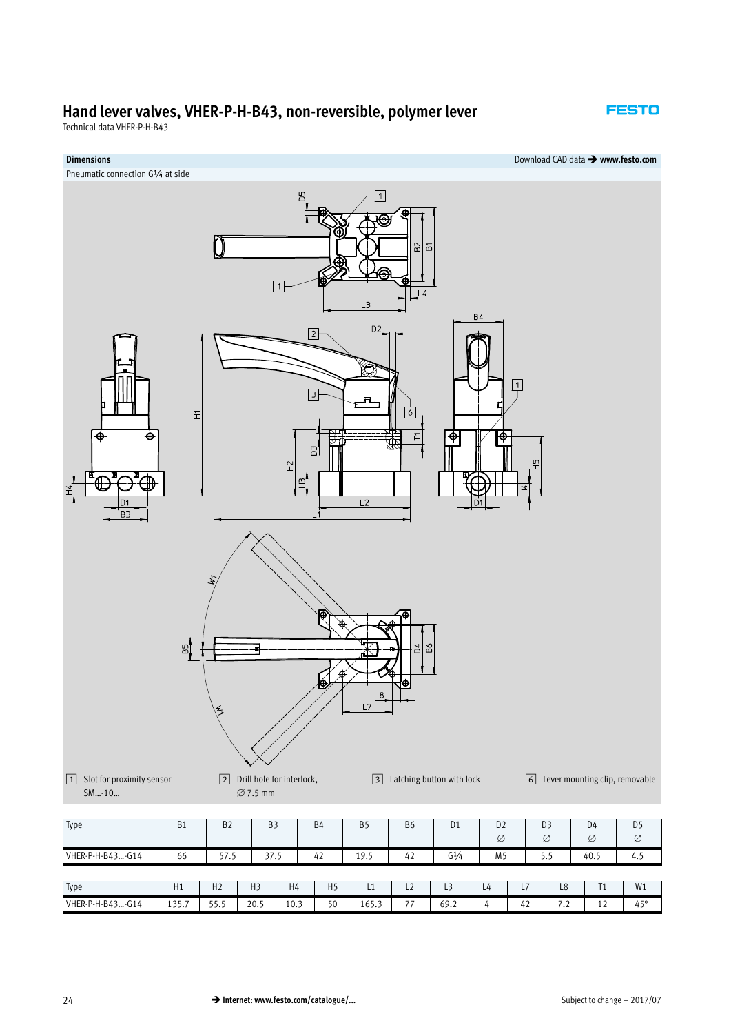# Hand lever valves, VHER-P-H-B43, non-reversible, polymer lever

Technical data VHER-P-H-B43

**Dimensions**

Download CAD data ➔ **www.festo.com**

Pneumatic connection G¼ at side

[1] Slot for proximity sensor SM...-10...

[2] Drill hole for interlock, ∅ 7.5 mm

[3] Latching button with lock

[6] Lever mounting clip, removable

| Type | B1 | B2 | B3 | B4 | B5 | B6 | D1 | D2 ∅ | D3 ∅ | D4 ∅ | D5 ∅ |
|---|---|---|---|---|---|---|---|---|---|---|---|
| VHER-P-H-B43...-G14 | 66 | 57.5 | 37.5 | 42 | 19.5 | 42 | G¼ | M5 | 5.5 | 40.5 | 4.5 |

| Type | H1 | H2 | H3 | H4 | H5 | L1 | L2 | L3 | L4 | L7 | L8 | T1 | W1 |
|---|---|---|---|---|---|---|---|---|---|---|---|---|---|
| VHER-P-H-B43...-G14 | 135.7 | 55.5 | 20.5 | 10.3 | 50 | 165.3 | 77 | 69.2 | 4 | 42 | 7.2 | 12 | 45° |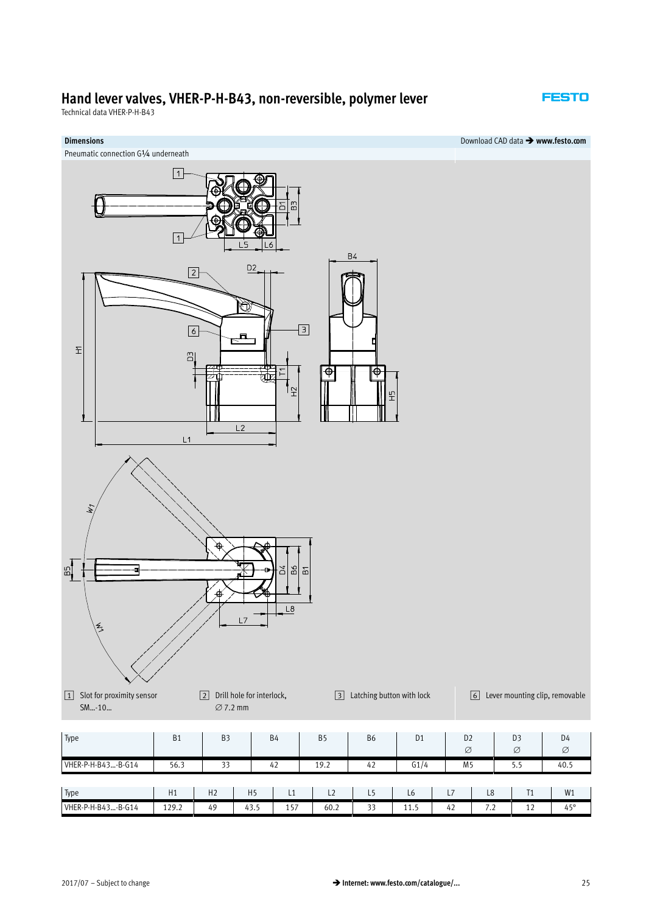# Hand lever valves, VHER-P-H-B43, non-reversible, polymer lever

Technical data VHER-P-H-B43

**Dimensions**

Download CAD data → **www.festo.com**

Pneumatic connection G1⁄4 underneath

[1] Slot for proximity sensor SM...-10...

[2] Drill hole for interlock, ∅ 7.2 mm

[3] Latching button with lock

[6] Lever mounting clip, removable

| Type | B1 | B3 | B4 | B5 | B6 | D1 | D2 ∅ | D3 ∅ | D4 ∅ |
|---|---|---|---|---|---|---|---|---|---|
| VHER-P-H-B43...-B-G14 | 56.3 | 33 | 42 | 19.2 | 42 | G1/4 | M5 | 5.5 | 40.5 |

| Type | H1 | H2 | H5 | L1 | L2 | L5 | L6 | L7 | L8 | T1 | W1 |
|---|---|---|---|---|---|---|---|---|---|---|---|
| VHER-P-H-B43...-B-G14 | 129.2 | 49 | 43.5 | 157 | 60.2 | 33 | 11.5 | 42 | 7.2 | 12 | 45° |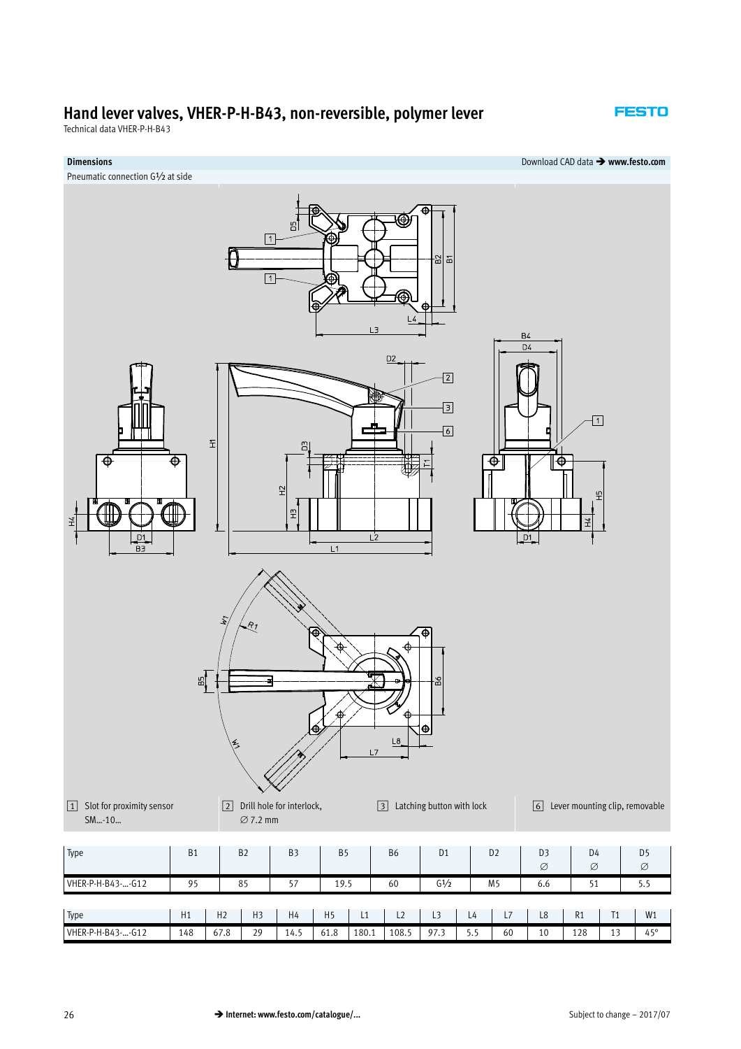# Hand lever valves, VHER-P-H-B43, non-reversible, polymer lever

Technical data VHER-P-H-B43

**Dimensions**

Download CAD data ➔ **www.festo.com**

Pneumatic connection G½ at side

[1] Slot for proximity sensor SM...-10...

[2] Drill hole for interlock, ∅ 7.2 mm

[3] Latching button with lock

[6] Lever mounting clip, removable

| Type | B1 | B2 | B3 | B5 | B6 | D1 | D2 | D3 ∅ | D4 ∅ | D5 ∅ |
|---|---|---|---|---|---|---|---|---|---|---|
| VHER-P-H-B43-...-G12 | 95 | 85 | 57 | 19.5 | 60 | G½ | M5 | 6.6 | 51 | 5.5 |

| Type | H1 | H2 | H3 | H4 | H5 | L1 | L2 | L3 | L4 | L7 | L8 | R1 | T1 | W1 |
|---|---|---|---|---|---|---|---|---|---|---|---|---|---|---|
| VHER-P-H-B43-...-G12 | 148 | 67.8 | 29 | 14.5 | 61.8 | 180.1 | 108.5 | 97.3 | 5.5 | 60 | 10 | 128 | 13 | 45° |

➔ **Internet: www.festo.com/catalogue/...**

Subject to change – 2017/07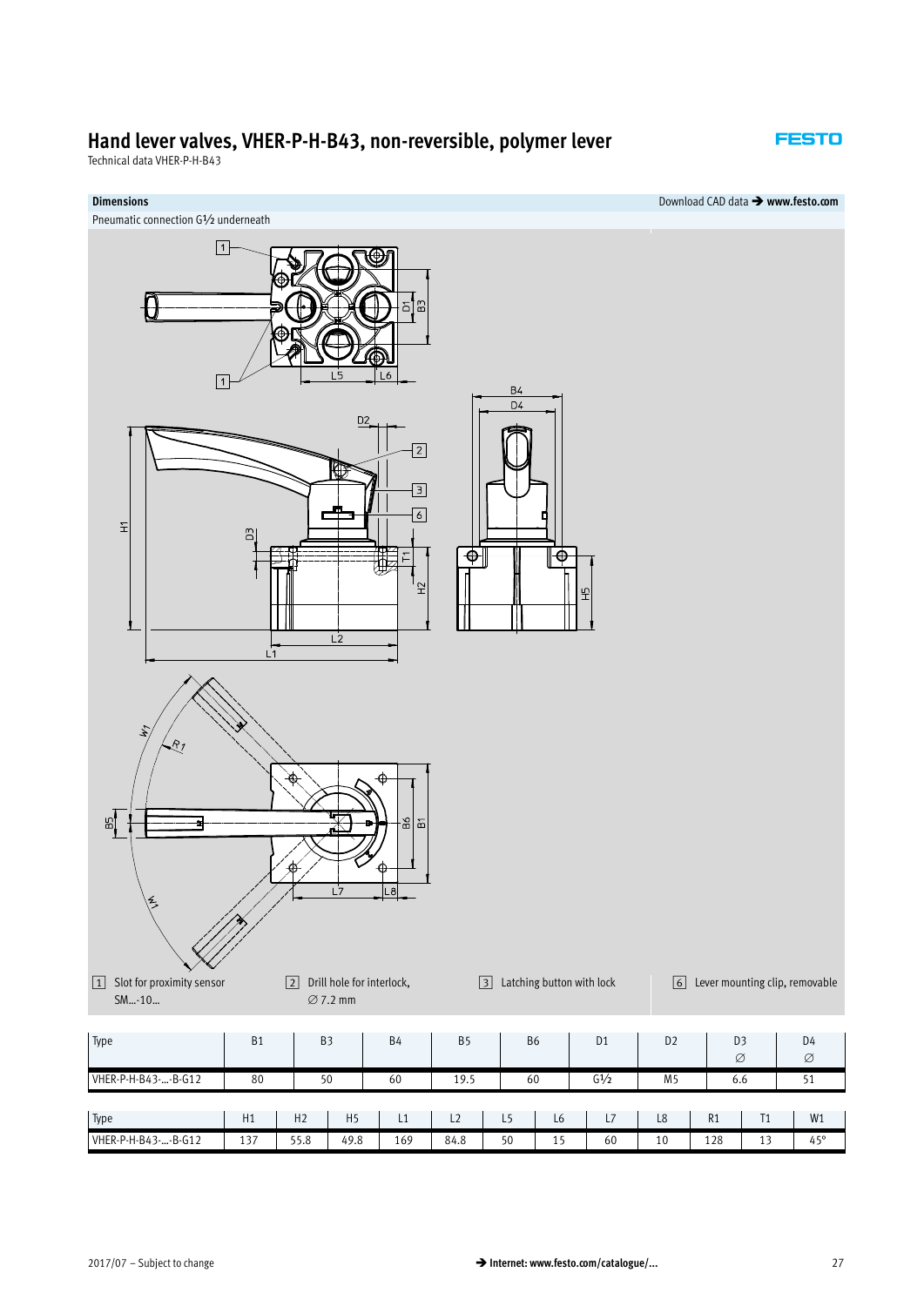# Hand lever valves, VHER-P-H-B43, non-reversible, polymer lever

Technical data VHER-P-H-B43

## Dimensions

Download CAD data → **www.festo.com**

Pneumatic connection G½ underneath

[1] Slot for proximity sensor SM...-10...

[2] Drill hole for interlock, ∅ 7.2 mm

[3] Latching button with lock

[6] Lever mounting clip, removable

| Type | B1 | B3 | B4 | B5 | B6 | D1 | D2 | D3 ∅ | D4 ∅ |
|---|---|---|---|---|---|---|---|---|---|
| VHER-P-H-B43-...-B-G12 | 80 | 50 | 60 | 19.5 | 60 | G½ | M5 | 6.6 | 51 |

| Type | H1 | H2 | H5 | L1 | L2 | L5 | L6 | L7 | L8 | R1 | T1 | W1 |
|---|---|---|---|---|---|---|---|---|---|---|---|---|
| VHER-P-H-B43-...-B-G12 | 137 | 55.8 | 49.8 | 169 | 84.8 | 50 | 15 | 60 | 10 | 128 | 13 | 45° |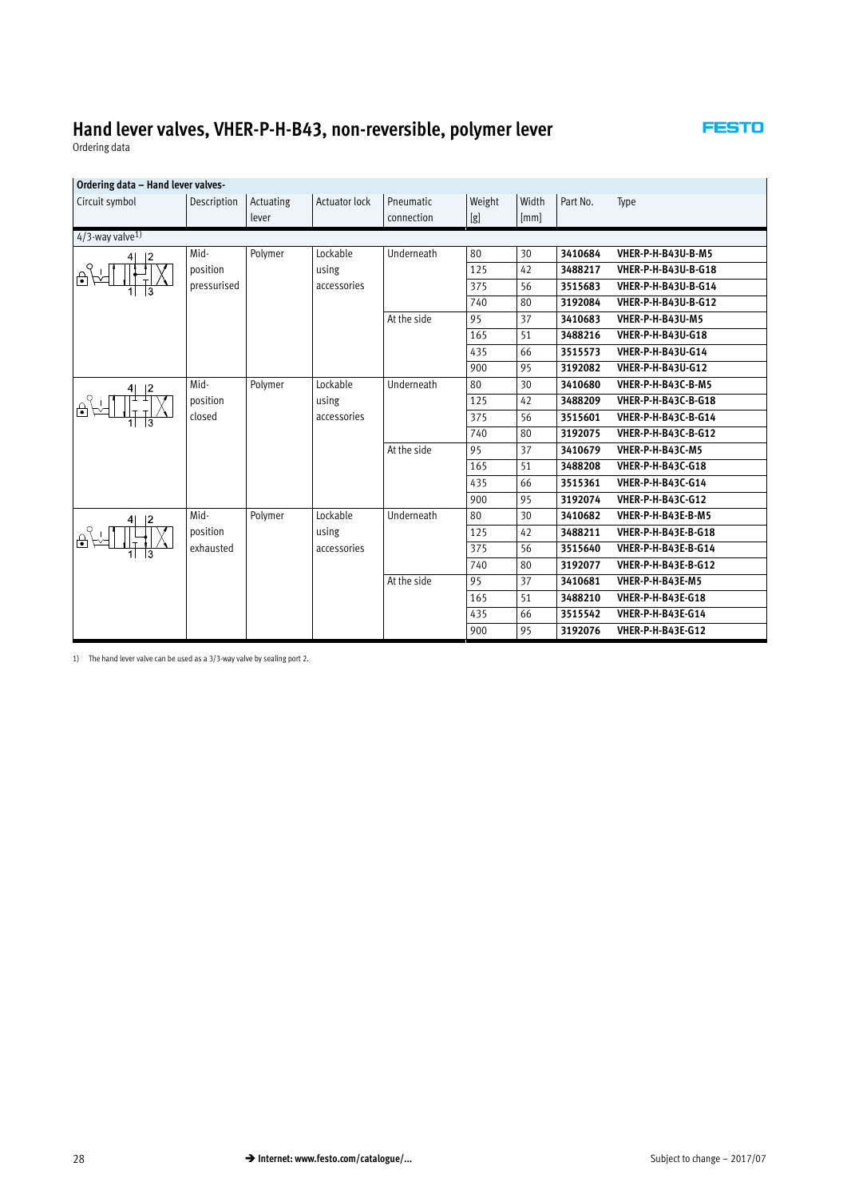# Hand lever valves, VHER-P-H-B43, non-reversible, polymer lever

Ordering data

| Ordering data – Hand lever valves- | | | | | | | | |
|---|---|---|---|---|---|---|---|---|
| Circuit symbol | Description | Actuating lever | Actuator lock | Pneumatic connection | Weight [g] | Width [mm] | Part No. | Type |
| 4/3-way valve[1] | | | | | | | | |
| | Mid-position pressurised | Polymer | Lockable using accessories | Underneath | 80 | 30 | **3410684** | **VHER-P-H-B43U-B-M5** |
| | | | | | 125 | 42 | **3488217** | **VHER-P-H-B43U-B-G18** |
| | | | | | 375 | 56 | **3515683** | **VHER-P-H-B43U-B-G14** |
| | | | | | 740 | 80 | **3192084** | **VHER-P-H-B43U-B-G12** |
| | | | | At the side | 95 | 37 | **3410683** | **VHER-P-H-B43U-M5** |
| | | | | | 165 | 51 | **3488216** | **VHER-P-H-B43U-G18** |
| | | | | | 435 | 66 | **3515573** | **VHER-P-H-B43U-G14** |
| | | | | | 900 | 95 | **3192082** | **VHER-P-H-B43U-G12** |
| | Mid-position closed | Polymer | Lockable using accessories | Underneath | 80 | 30 | **3410680** | **VHER-P-H-B43C-B-M5** |
| | | | | | 125 | 42 | **3488209** | **VHER-P-H-B43C-B-G18** |
| | | | | | 375 | 56 | **3515601** | **VHER-P-H-B43C-B-G14** |
| | | | | | 740 | 80 | **3192075** | **VHER-P-H-B43C-B-G12** |
| | | | | At the side | 95 | 37 | **3410679** | **VHER-P-H-B43C-M5** |
| | | | | | 165 | 51 | **3488208** | **VHER-P-H-B43C-G18** |
| | | | | | 435 | 66 | **3515361** | **VHER-P-H-B43C-G14** |
| | | | | | 900 | 95 | **3192074** | **VHER-P-H-B43C-G12** |
| | Mid-position exhausted | Polymer | Lockable using accessories | Underneath | 80 | 30 | **3410682** | **VHER-P-H-B43E-B-M5** |
| | | | | | 125 | 42 | **3488211** | **VHER-P-H-B43E-B-G18** |
| | | | | | 375 | 56 | **3515640** | **VHER-P-H-B43E-B-G14** |
| | | | | | 740 | 80 | **3192077** | **VHER-P-H-B43E-B-G12** |
| | | | | At the side | 95 | 37 | **3410681** | **VHER-P-H-B43E-M5** |
| | | | | | 165 | 51 | **3488210** | **VHER-P-H-B43E-G18** |
| | | | | | 435 | 66 | **3515542** | **VHER-P-H-B43E-G14** |
| | | | | | 900 | 95 | **3192076** | **VHER-P-H-B43E-G12** |

1) The hand lever valve can be used as a 3/3-way valve by sealing port 2.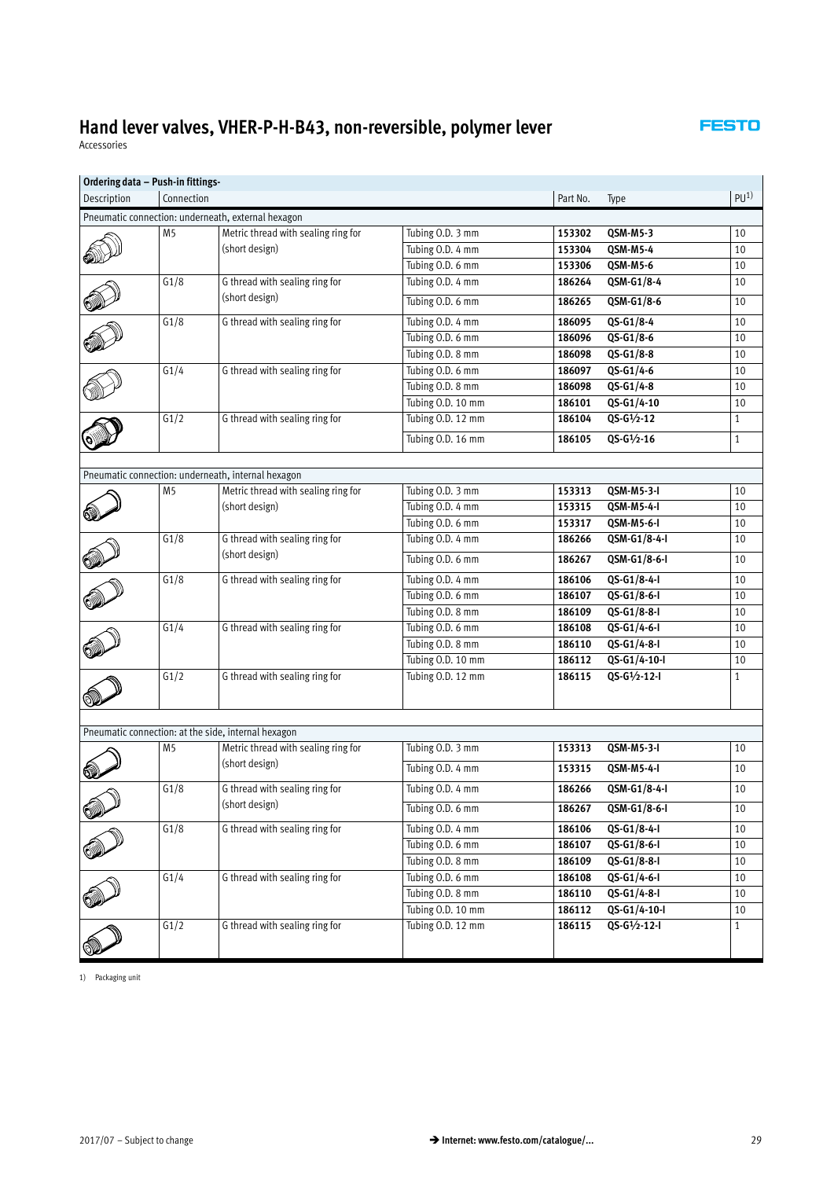# Hand lever valves, VHER-P-H-B43, non-reversible, polymer lever

Accessories

| Ordering data – Push-in fittings- | | | | | | |
|---|---|---|---|---|---|---|
| Description | Connection | | | Part No. | Type | PU[1] |
| Pneumatic connection: underneath, external hexagon | | | | | | |
| | M5 | Metric thread with sealing ring for (short design) | Tubing O.D. 3 mm | **153302** | **QSM-M5-3** | 10 |
| | | | Tubing O.D. 4 mm | **153304** | **QSM-M5-4** | 10 |
| | | | Tubing O.D. 6 mm | **153306** | **QSM-M5-6** | 10 |
| | G1/8 | G thread with sealing ring for (short design) | Tubing O.D. 4 mm | **186264** | **QSM-G1/8-4** | 10 |
| | | | Tubing O.D. 6 mm | **186265** | **QSM-G1/8-6** | 10 |
| | G1/8 | G thread with sealing ring for | Tubing O.D. 4 mm | **186095** | **QS-G1/8-4** | 10 |
| | | | Tubing O.D. 6 mm | **186096** | **QS-G1/8-6** | 10 |
| | | | Tubing O.D. 8 mm | **186098** | **QS-G1/8-8** | 10 |
| | G1/4 | G thread with sealing ring for | Tubing O.D. 6 mm | **186097** | **QS-G1/4-6** | 10 |
| | | | Tubing O.D. 8 mm | **186098** | **QS-G1/4-8** | 10 |
| | | | Tubing O.D. 10 mm | **186101** | **QS-G1/4-10** | 10 |
| | G1/2 | G thread with sealing ring for | Tubing O.D. 12 mm | **186104** | **QS-G½-12** | 1 |
| | | | Tubing O.D. 16 mm | **186105** | **QS-G½-16** | 1 |
| Pneumatic connection: underneath, internal hexagon | | | | | | |
| | M5 | Metric thread with sealing ring for (short design) | Tubing O.D. 3 mm | **153313** | **QSM-M5-3-I** | 10 |
| | | | Tubing O.D. 4 mm | **153315** | **QSM-M5-4-I** | 10 |
| | | | Tubing O.D. 6 mm | **153317** | **QSM-M5-6-I** | 10 |
| | G1/8 | G thread with sealing ring for (short design) | Tubing O.D. 4 mm | **186266** | **QSM-G1/8-4-I** | 10 |
| | | | Tubing O.D. 6 mm | **186267** | **QSM-G1/8-6-I** | 10 |
| | G1/8 | G thread with sealing ring for | Tubing O.D. 4 mm | **186106** | **QS-G1/8-4-I** | 10 |
| | | | Tubing O.D. 6 mm | **186107** | **QS-G1/8-6-I** | 10 |
| | | | Tubing O.D. 8 mm | **186109** | **QS-G1/8-8-I** | 10 |
| | G1/4 | G thread with sealing ring for | Tubing O.D. 6 mm | **186108** | **QS-G1/4-6-I** | 10 |
| | | | Tubing O.D. 8 mm | **186110** | **QS-G1/4-8-I** | 10 |
| | | | Tubing O.D. 10 mm | **186112** | **QS-G1/4-10-I** | 10 |
| | G1/2 | G thread with sealing ring for | Tubing O.D. 12 mm | **186115** | **QS-G½-12-I** | 1 |
| Pneumatic connection: at the side, internal hexagon | | | | | | |
| | M5 | Metric thread with sealing ring for (short design) | Tubing O.D. 3 mm | **153313** | **QSM-M5-3-I** | 10 |
| | | | Tubing O.D. 4 mm | **153315** | **QSM-M5-4-I** | 10 |
| | G1/8 | G thread with sealing ring for (short design) | Tubing O.D. 4 mm | **186266** | **QSM-G1/8-4-I** | 10 |
| | | | Tubing O.D. 6 mm | **186267** | **QSM-G1/8-6-I** | 10 |
| | G1/8 | G thread with sealing ring for | Tubing O.D. 4 mm | **186106** | **QS-G1/8-4-I** | 10 |
| | | | Tubing O.D. 6 mm | **186107** | **QS-G1/8-6-I** | 10 |
| | | | Tubing O.D. 8 mm | **186109** | **QS-G1/8-8-I** | 10 |
| | G1/4 | G thread with sealing ring for | Tubing O.D. 6 mm | **186108** | **QS-G1/4-6-I** | 10 |
| | | | Tubing O.D. 8 mm | **186110** | **QS-G1/4-8-I** | 10 |
| | | | Tubing O.D. 10 mm | **186112** | **QS-G1/4-10-I** | 10 |
| | G1/2 | G thread with sealing ring for | Tubing O.D. 12 mm | **186115** | **QS-G½-12-I** | 1 |

1) Packaging unit

2017/07 – Subject to change

→ **Internet: www.festo.com/catalogue/...**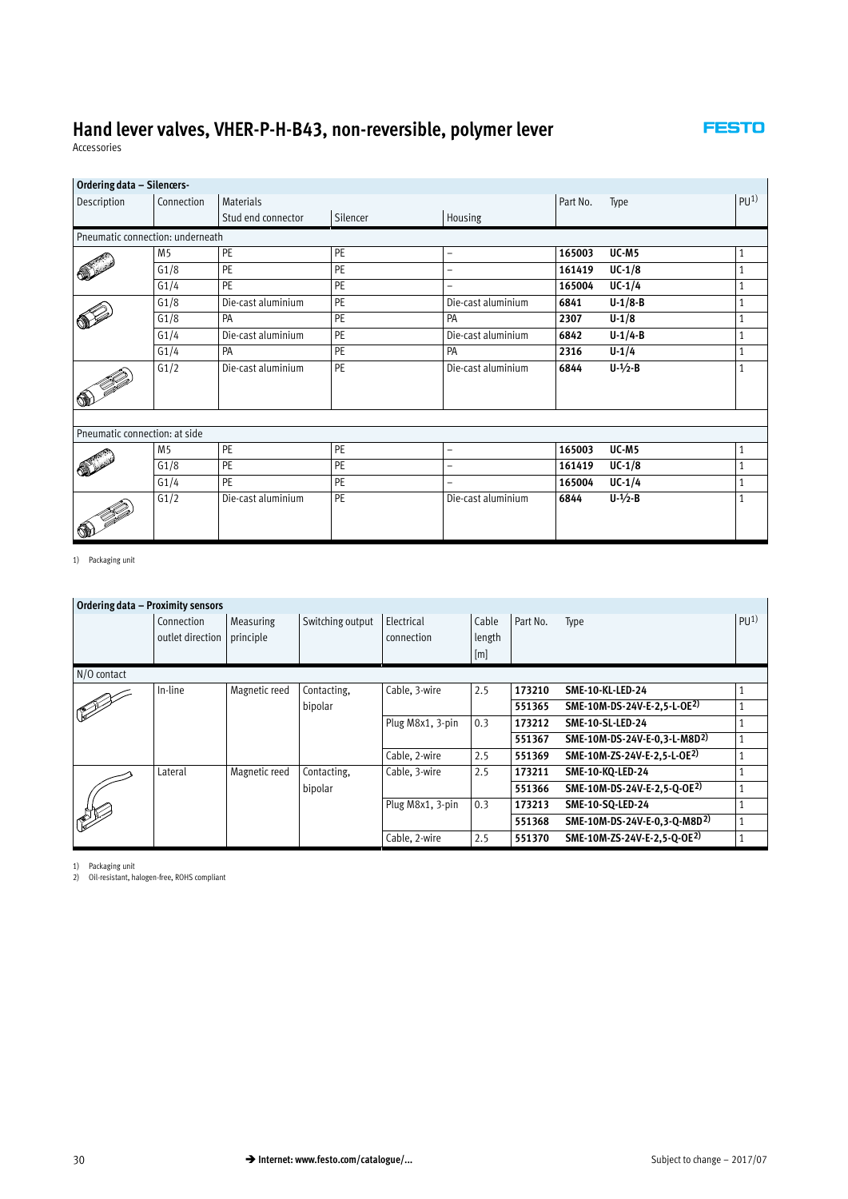# Hand lever valves, VHER-P-H-B43, non-reversible, polymer lever

Accessories

| Ordering data – Silencers- | | | | | | | |
|---|---|---|---|---|---|---|---|
| Description | Connection | Materials | | | Part No. | Type | PU[1] |
| | | Stud end connector | Silencer | Housing | | | |
| Pneumatic connection: underneath | | | | | | | |
| | M5 | PE | PE | – | **165003** | **UC-M5** | 1 |
| | G1/8 | PE | PE | – | **161419** | **UC-1/8** | 1 |
| | G1/4 | PE | PE | – | **165004** | **UC-1/4** | 1 |
| | G1/8 | Die-cast aluminium | PE | Die-cast aluminium | **6841** | **U-1/8-B** | 1 |
| | G1/8 | PA | PE | PA | **2307** | **U-1/8** | 1 |
| | G1/4 | Die-cast aluminium | PE | Die-cast aluminium | **6842** | **U-1/4-B** | 1 |
| | G1/4 | PA | PE | PA | **2316** | **U-1/4** | 1 |
| | G1/2 | Die-cast aluminium | PE | Die-cast aluminium | **6844** | **U-½-B** | 1 |
| Pneumatic connection: at side | | | | | | | |
| | M5 | PE | PE | – | **165003** | **UC-M5** | 1 |
| | G1/8 | PE | PE | – | **161419** | **UC-1/8** | 1 |
| | G1/4 | PE | PE | – | **165004** | **UC-1/4** | 1 |
| | G1/2 | Die-cast aluminium | PE | Die-cast aluminium | **6844** | **U-½-B** | 1 |

1) Packaging unit

| Ordering data – Proximity sensors | | | | | | | |
|---|---|---|---|---|---|---|---|
| | Connection outlet direction | Measuring principle | Switching output | Electrical connection | Cable length [m] | Part No. | Type | PU[1] |
| N/O contact | | | | | | | | |
| | In-line | Magnetic reed | Contacting, bipolar | Cable, 3-wire | 2.5 | **173210** | **SME-10-KL-LED-24** | 1 |
| | | | | | | **551365** | **SME-10M-DS-24V-E-2,5-L-OE**[2] | 1 |
| | | | | Plug M8x1, 3-pin | 0.3 | **173212** | **SME-10-SL-LED-24** | 1 |
| | | | | | | **551367** | **SME-10M-DS-24V-E-0,3-L-M8D**[2] | 1 |
| | | | | Cable, 2-wire | 2.5 | **551369** | **SME-10M-ZS-24V-E-2,5-L-OE**[2] | 1 |
| | Lateral | Magnetic reed | Contacting, bipolar | Cable, 3-wire | 2.5 | **173211** | **SME-10-KQ-LED-24** | 1 |
| | | | | | | **551366** | **SME-10M-DS-24V-E-2,5-Q-OE**[2] | 1 |
| | | | | Plug M8x1, 3-pin | 0.3 | **173213** | **SME-10-SQ-LED-24** | 1 |
| | | | | | | **551368** | **SME-10M-DS-24V-E-0,3-Q-M8D**[2] | 1 |
| | | | | Cable, 2-wire | 2.5 | **551370** | **SME-10M-ZS-24V-E-2,5-Q-OE**[2] | 1 |

1) Packaging unit
2) Oil-resistant, halogen-free, ROHS compliant

➔ Internet: www.festo.com/catalogue/...

Subject to change – 2017/07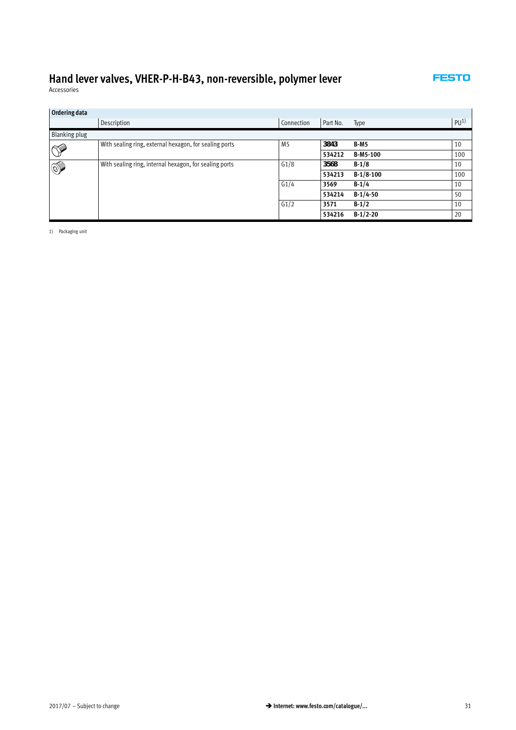# Hand lever valves, VHER-P-H-B43, non-reversible, polymer lever

Accessories

**Ordering data**

| | Description | Connection | Part No. | Type | PU[1] |
|---|---|---|---|---|---|
| Blanking plug | | | | | |
| | With sealing ring, external hexagon, for sealing ports | M5 | **3843** | **B-M5** | 10 |
| | | | **534212** | **B-M5-100** | 100 |
| | With sealing ring, internal hexagon, for sealing ports | G1/8 | **3568** | **B-1/8** | 10 |
| | | | **534213** | **B-1/8-100** | 100 |
| | | G1/4 | **3569** | **B-1/4** | 10 |
| | | | **534214** | **B-1/4-50** | 50 |
| | | G1/2 | **3571** | **B-1/2** | 10 |
| | | | **534216** | **B-1/2-20** | 20 |

1) Packaging unit